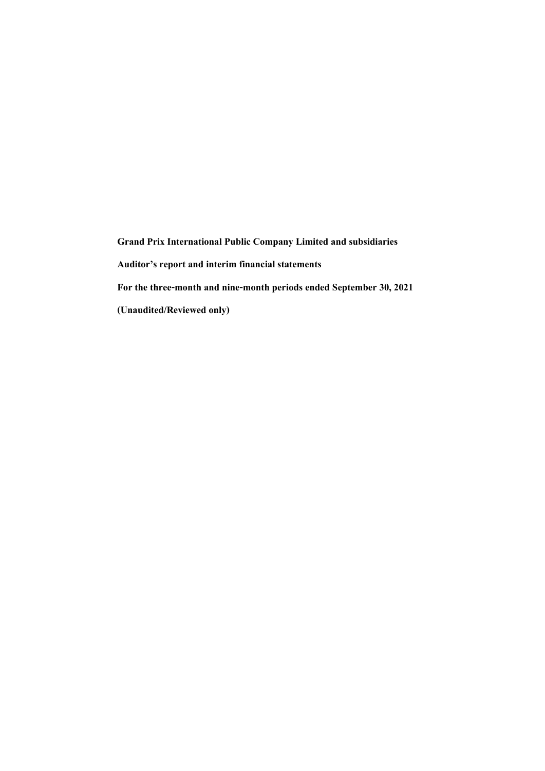**Grand Prix International Public Company Limited and subsidiaries**

**Auditor's report and interim financial statements**

**For the three-month and nine-month periods ended September 30, 2021**

**(Unaudited/Reviewed only)**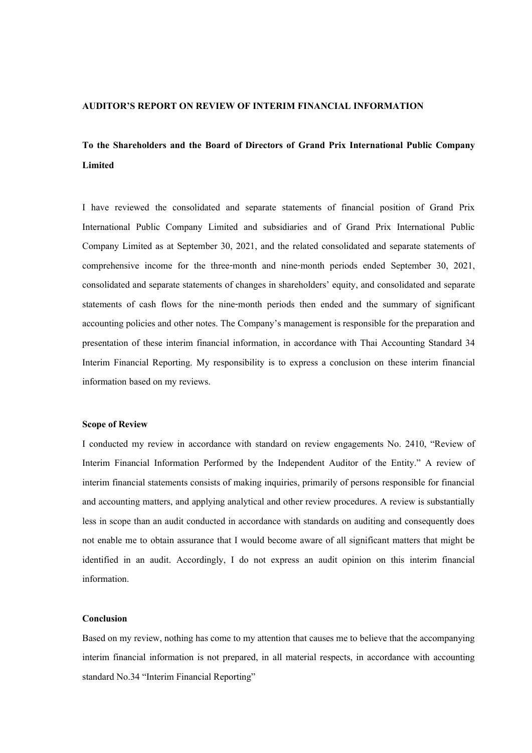**AUDITOR'S REPORT ON REVIEW OF INTERIM FINANCIAL INFORMATION**

**To the Shareholders and the Board of Directors of Grand Prix International Public Company Limited**

I have reviewed the consolidated and separate statements of financial position of Grand Prix International Public Company Limited and subsidiaries and of Grand Prix International Public Company Limited as at September 30, 2021, and the related consolidated and separate statements of comprehensive income for the three-month and nine-month periods ended September 30, 2021, consolidated and separate statements of changes in shareholders' equity, and consolidated and separate statements of cash flows for the nine-month periods then ended and the summary of significant accounting policies and other notes. The Company's management is responsible for the preparation and presentation of these interim financial information, in accordance with Thai Accounting Standard 34 Interim Financial Reporting. My responsibility is to express a conclusion on these interim financial information based on my reviews.

**Scope of Review**

I conducted my review in accordance with standard on review engagements No. 2410, "Review of Interim Financial Information Performed by the Independent Auditor of the Entity." A review of interim financial statements consists of making inquiries, primarily of persons responsible for financial and accounting matters, and applying analytical and other review procedures. A review is substantially less in scope than an audit conducted in accordance with standards on auditing and consequently does not enable me to obtain assurance that I would become aware of all significant matters that might be identified in an audit. Accordingly, I do not express an audit opinion on this interim financial information.

**Conclusion**

Based on my review, nothing has come to my attention that causes me to believe that the accompanying interim financial information is not prepared, in all material respects, in accordance with accounting standard No.34 "Interim Financial Reporting"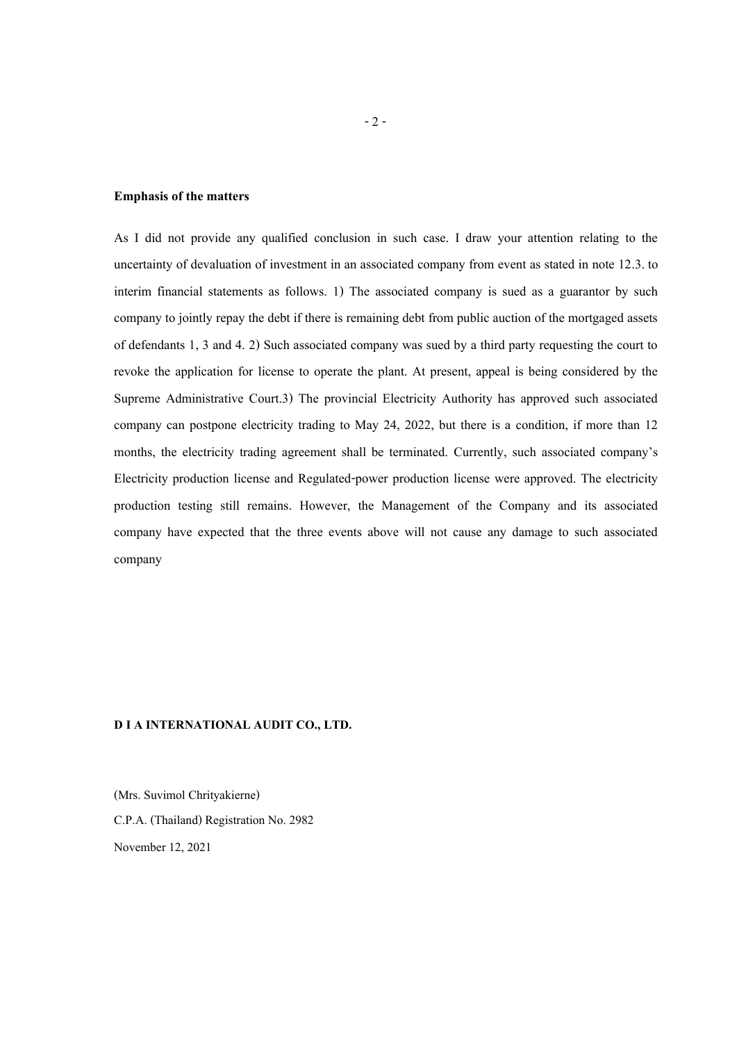**Emphasis of the matters**

As I did not provide any qualified conclusion in such case. I draw your attention relating to the uncertainty of devaluation of investment in an associated company from event as stated in note 12.3. to interim financial statements as follows. 1) The associated company is sued as a guarantor by such company to jointly repay the debt if there is remaining debt from public auction of the mortgaged assets of defendants 1, 3 and 4. 2) Such associated company was sued by a third party requesting the court to revoke the application for license to operate the plant. At present, appeal is being considered by the Supreme Administrative Court.3) The provincial Electricity Authority has approved such associated company can postpone electricity trading to May 24, 2022, but there is a condition, if more than 12 months, the electricity trading agreement shall be terminated. Currently, such associated company's Electricity production license and Regulated-power production license were approved. The electricity production testing still remains. However, the Management of the Company and its associated company have expected that the three events above will not cause any damage to such associated company

**D I A INTERNATIONAL AUDIT CO., LTD.**

(Mrs. Suvimol Chrityakierne)

C.P.A. (Thailand) Registration No. 2982

November 12, 2021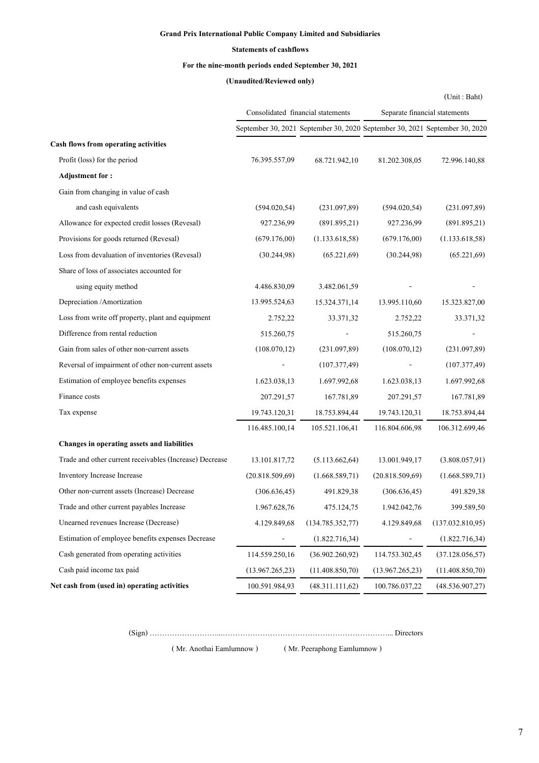**Grand Prix International Public Company Limited and Subsidiaries**

**Statements of cashflows**

**For the nine-month periods ended September 30, 2021**

**(Unaudited/Reviewed only)**

(Unit : Baht)

| | Consolidated financial statements | | Separate financial statements | |
|---|---|---|---|---|
| | September 30, 2021 | September 30, 2020 | September 30, 2021 | September 30, 2020 |
| **Cash flows from operating activities** | | | | |
| Profit (loss) for the period | 76.395.557,09 | 68.721.942,10 | 81.202.308,05 | 72.996.140,88 |
| **Adjustment for :** | | | | |
| Gain from changing in value of cash | | | | |
| and cash equivalents | (594.020,54) | (231.097,89) | (594.020,54) | (231.097,89) |
| Allowance for expected credit losses (Revesal) | 927.236,99 | (891.895,21) | 927.236,99 | (891.895,21) |
| Provisions for goods returned (Revesal) | (679.176,00) | (1.133.618,58) | (679.176,00) | (1.133.618,58) |
| Loss from devaluation of inventories (Revesal) | (30.244,98) | (65.221,69) | (30.244,98) | (65.221,69) |
| Share of loss of associates accounted for | | | | |
| using equity method | 4.486.830,09 | 3.482.061,59 | - | - |
| Depreciation /Amortization | 13.995.524,63 | 15.324.371,14 | 13.995.110,60 | 15.323.827,00 |
| Loss from write off property, plant and equipment | 2.752,22 | 33.371,32 | 2.752,22 | 33.371,32 |
| Difference from rental reduction | 515.260,75 | - | 515.260,75 | - |
| Gain from sales of other non-current assets | (108.070,12) | (231.097,89) | (108.070,12) | (231.097,89) |
| Reversal of impairment of other non-current assets | - | (107.377,49) | - | (107.377,49) |
| Estimation of employee benefits expenses | 1.623.038,13 | 1.697.992,68 | 1.623.038,13 | 1.697.992,68 |
| Finance costs | 207.291,57 | 167.781,89 | 207.291,57 | 167.781,89 |
| Tax expense | 19.743.120,31 | 18.753.894,44 | 19.743.120,31 | 18.753.894,44 |
| | 116.485.100,14 | 105.521.106,41 | 116.804.606,98 | 106.312.699,46 |
| **Changes in operating assets and liabilities** | | | | |
| Trade and other current receivables (Increase) Decrease | 13.101.817,72 | (5.113.662,64) | 13.001.949,17 | (3.808.057,91) |
| Inventory Increase Increase | (20.818.509,69) | (1.668.589,71) | (20.818.509,69) | (1.668.589,71) |
| Other non-current assets (Increase) Decrease | (306.636,45) | 491.829,38 | (306.636,45) | 491.829,38 |
| Trade and other current payables Increase | 1.967.628,76 | 475.124,75 | 1.942.042,76 | 399.589,50 |
| Unearned revenues Increase (Decrease) | 4.129.849,68 | (134.785.352,77) | 4.129.849,68 | (137.032.810,95) |
| Estimation of employee benefits expenses Decrease | - | (1.822.716,34) | - | (1.822.716,34) |
| Cash generated from operating activities | 114.559.250,16 | (36.902.260,92) | 114.753.302,45 | (37.128.056,57) |
| Cash paid income tax paid | (13.967.265,23) | (11.408.850,70) | (13.967.265,23) | (11.408.850,70) |
| **Net cash from (used in) operating activities** | 100.591.984,93 | (48.311.111,62) | 100.786.037,22 | (48.536.907,27) |

(Sign) ………………………...…………………………………………………………... Directors

( Mr. Anothai Eamlumnow ) ( Mr. Peeraphong Eamlumnow )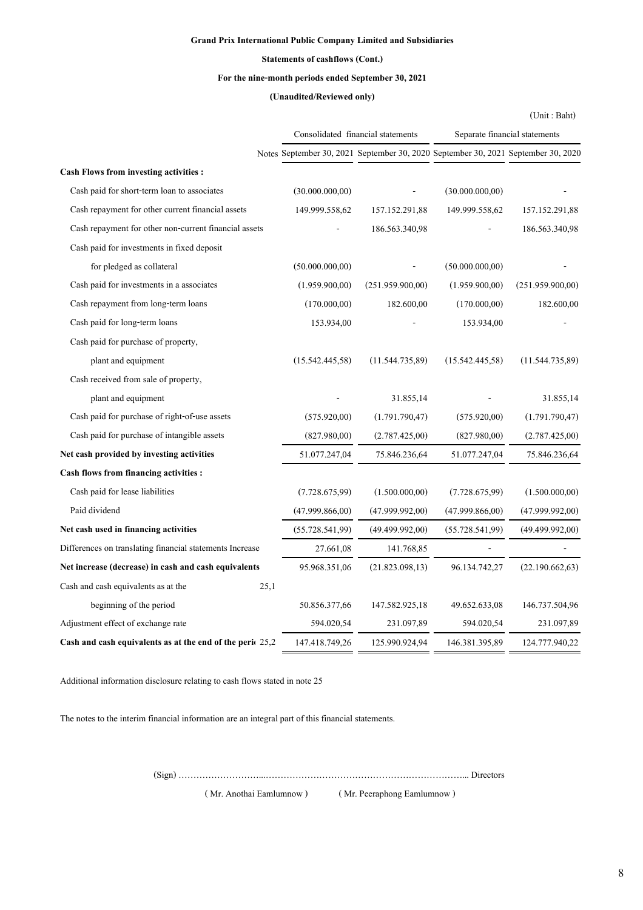**Grand Prix International Public Company Limited and Subsidiaries**

**Statements of cashflows (Cont.)**

**For the nine-month periods ended September 30, 2021**

**(Unaudited/Reviewed only)**

(Unit : Baht)

| | Notes | Consolidated financial statements | | Separate financial statements | |
|---|---|---|---|---|---|
| | | September 30, 2021 | September 30, 2020 | September 30, 2021 | September 30, 2020 |
| **Cash Flows from investing activities :** | | | | | |
| Cash paid for short-term loan to associates | | (30.000.000,00) | - | (30.000.000,00) | - |
| Cash repayment for other current financial assets | | 149.999.558,62 | 157.152.291,88 | 149.999.558,62 | 157.152.291,88 |
| Cash repayment for other non-current financial assets | | - | 186.563.340,98 | - | 186.563.340,98 |
| Cash paid for investments in fixed deposit for pledged as collateral | | (50.000.000,00) | - | (50.000.000,00) | - |
| Cash paid for investments in a associates | | (1.959.900,00) | (251.959.900,00) | (1.959.900,00) | (251.959.900,00) |
| Cash repayment from long-term loans | | (170.000,00) | 182.600,00 | (170.000,00) | 182.600,00 |
| Cash paid for long-term loans | | 153.934,00 | - | 153.934,00 | - |
| Cash paid for purchase of property, plant and equipment | | (15.542.445,58) | (11.544.735,89) | (15.542.445,58) | (11.544.735,89) |
| Cash received from sale of property, plant and equipment | | - | 31.855,14 | - | 31.855,14 |
| Cash paid for purchase of right-of-use assets | | (575.920,00) | (1.791.790,47) | (575.920,00) | (1.791.790,47) |
| Cash paid for purchase of intangible assets | | (827.980,00) | (2.787.425,00) | (827.980,00) | (2.787.425,00) |
| **Net cash provided by investing activities** | | 51.077.247,04 | 75.846.236,64 | 51.077.247,04 | 75.846.236,64 |
| **Cash flows from financing activities :** | | | | | |
| Cash paid for lease liabilities | | (7.728.675,99) | (1.500.000,00) | (7.728.675,99) | (1.500.000,00) |
| Paid dividend | | (47.999.866,00) | (47.999.992,00) | (47.999.866,00) | (47.999.992,00) |
| **Net cash used in financing activities** | | (55.728.541,99) | (49.499.992,00) | (55.728.541,99) | (49.499.992,00) |
| Differences on translating financial statements Increase | | 27.661,08 | 141.768,85 | - | - |
| **Net increase (decrease) in cash and cash equivalents** | | 95.968.351,06 | (21.823.098,13) | 96.134.742,27 | (22.190.662,63) |
| Cash and cash equivalents as at the beginning of the period | 25,1 | 50.856.377,66 | 147.582.925,18 | 49.652.633,08 | 146.737.504,96 |
| Adjustment effect of exchange rate | | 594.020,54 | 231.097,89 | 594.020,54 | 231.097,89 |
| **Cash and cash equivalents as at the end of the period** | 25,2 | 147.418.749,26 | 125.990.924,94 | 146.381.395,89 | 124.777.940,22 |

Additional information disclosure relating to cash flows stated in note 25

The notes to the interim financial information are an integral part of this financial statements.

(Sign) ………………………...…………………………………………………………... Directors

( Mr. Anothai Eamlumnow ) ( Mr. Peeraphong Eamlumnow )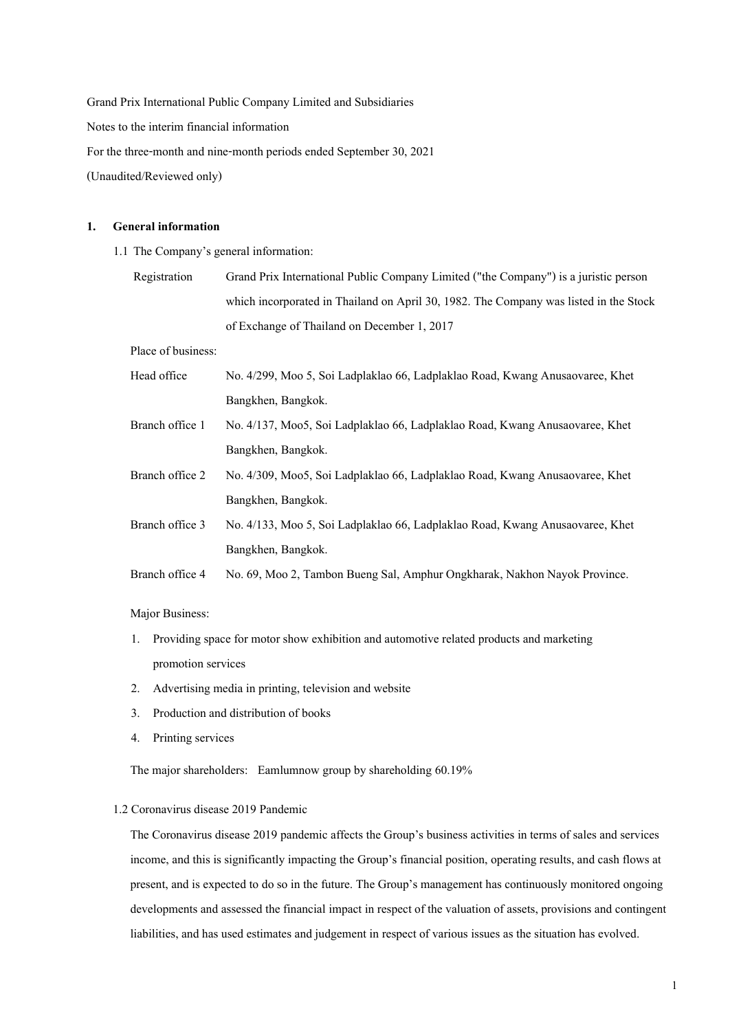Grand Prix International Public Company Limited and Subsidiaries

Notes to the interim financial information

For the three-month and nine-month periods ended September 30, 2021

(Unaudited/Reviewed only)

## 1. General information

1.1 The Company's general information:

| | |
|---|---|
| Registration | Grand Prix International Public Company Limited ("the Company") is a juristic person which incorporated in Thailand on April 30, 1982. The Company was listed in the Stock of Exchange of Thailand on December 1, 2017 |
| Place of business: | |
| Head office | No. 4/299, Moo 5, Soi Ladplaklao 66, Ladplaklao Road, Kwang Anusaovaree, Khet Bangkhen, Bangkok. |
| Branch office 1 | No. 4/137, Moo5, Soi Ladplaklao 66, Ladplaklao Road, Kwang Anusaovaree, Khet Bangkhen, Bangkok. |
| Branch office 2 | No. 4/309, Moo5, Soi Ladplaklao 66, Ladplaklao Road, Kwang Anusaovaree, Khet Bangkhen, Bangkok. |
| Branch office 3 | No. 4/133, Moo 5, Soi Ladplaklao 66, Ladplaklao Road, Kwang Anusaovaree, Khet Bangkhen, Bangkok. |
| Branch office 4 | No. 69, Moo 2, Tambon Bueng Sal, Amphur Ongkharak, Nakhon Nayok Province. |

Major Business:

1. Providing space for motor show exhibition and automotive related products and marketing promotion services
2. Advertising media in printing, television and website
3. Production and distribution of books
4. Printing services

The major shareholders: Eamlumnow group by shareholding 60.19%

1.2 Coronavirus disease 2019 Pandemic

The Coronavirus disease 2019 pandemic affects the Group's business activities in terms of sales and services income, and this is significantly impacting the Group's financial position, operating results, and cash flows at present, and is expected to do so in the future. The Group's management has continuously monitored ongoing developments and assessed the financial impact in respect of the valuation of assets, provisions and contingent liabilities, and has used estimates and judgement in respect of various issues as the situation has evolved.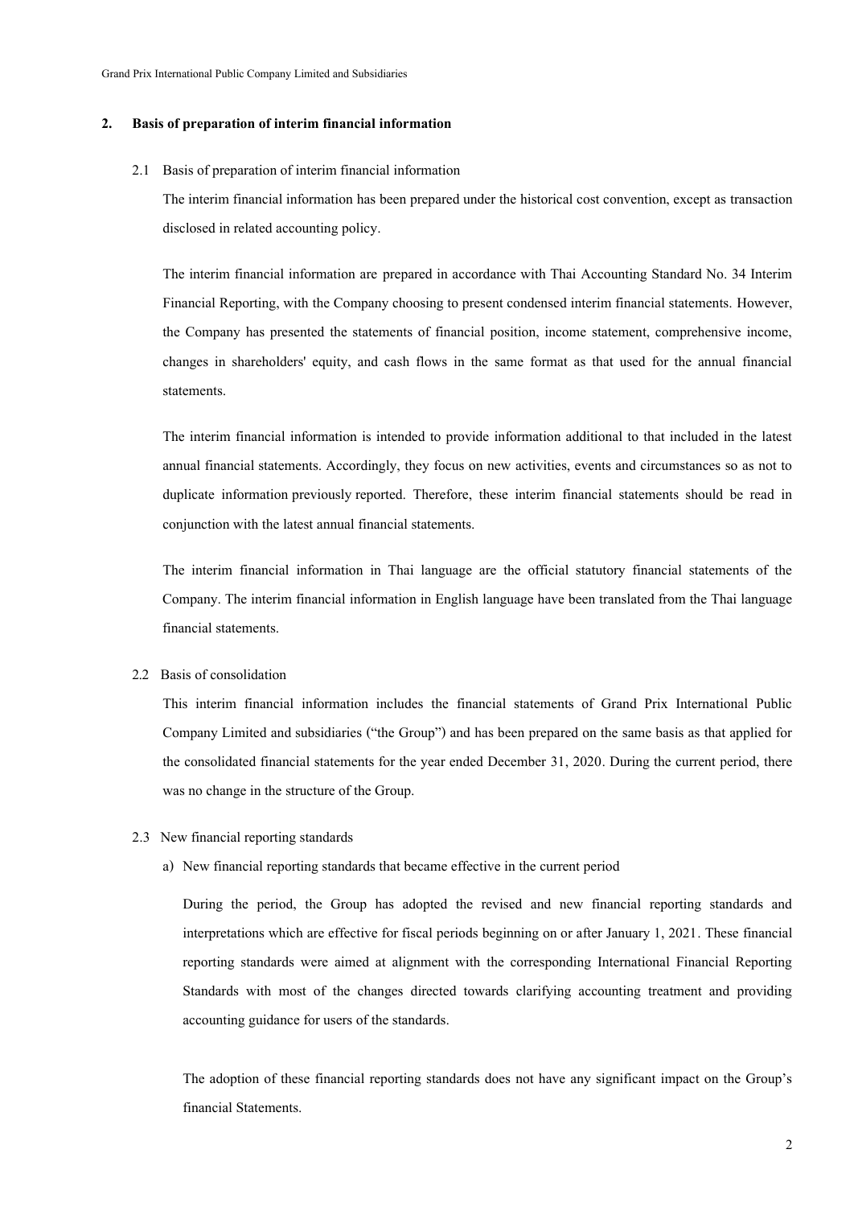## 2. Basis of preparation of interim financial information

### 2.1 Basis of preparation of interim financial information

The interim financial information has been prepared under the historical cost convention, except as transaction disclosed in related accounting policy.

The interim financial information are prepared in accordance with Thai Accounting Standard No. 34 Interim Financial Reporting, with the Company choosing to present condensed interim financial statements. However, the Company has presented the statements of financial position, income statement, comprehensive income, changes in shareholders' equity, and cash flows in the same format as that used for the annual financial statements.

The interim financial information is intended to provide information additional to that included in the latest annual financial statements. Accordingly, they focus on new activities, events and circumstances so as not to duplicate information previously reported. Therefore, these interim financial statements should be read in conjunction with the latest annual financial statements.

The interim financial information in Thai language are the official statutory financial statements of the Company. The interim financial information in English language have been translated from the Thai language financial statements.

### 2.2 Basis of consolidation

This interim financial information includes the financial statements of Grand Prix International Public Company Limited and subsidiaries ("the Group") and has been prepared on the same basis as that applied for the consolidated financial statements for the year ended December 31, 2020. During the current period, there was no change in the structure of the Group.

### 2.3 New financial reporting standards

a) New financial reporting standards that became effective in the current period

During the period, the Group has adopted the revised and new financial reporting standards and interpretations which are effective for fiscal periods beginning on or after January 1, 2021. These financial reporting standards were aimed at alignment with the corresponding International Financial Reporting Standards with most of the changes directed towards clarifying accounting treatment and providing accounting guidance for users of the standards.

The adoption of these financial reporting standards does not have any significant impact on the Group's financial Statements.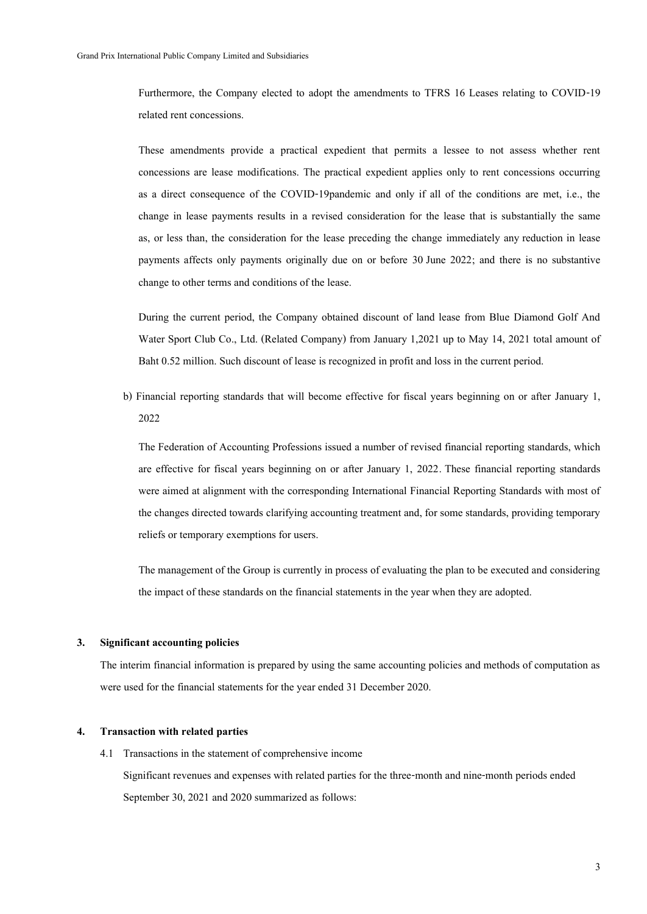Furthermore, the Company elected to adopt the amendments to TFRS 16 Leases relating to COVID-19 related rent concessions.

These amendments provide a practical expedient that permits a lessee to not assess whether rent concessions are lease modifications. The practical expedient applies only to rent concessions occurring as a direct consequence of the COVID-19pandemic and only if all of the conditions are met, i.e., the change in lease payments results in a revised consideration for the lease that is substantially the same as, or less than, the consideration for the lease preceding the change immediately any reduction in lease payments affects only payments originally due on or before 30 June 2022; and there is no substantive change to other terms and conditions of the lease.

During the current period, the Company obtained discount of land lease from Blue Diamond Golf And Water Sport Club Co., Ltd. (Related Company) from January 1,2021 up to May 14, 2021 total amount of Baht 0.52 million. Such discount of lease is recognized in profit and loss in the current period.

b) Financial reporting standards that will become effective for fiscal years beginning on or after January 1, 2022

The Federation of Accounting Professions issued a number of revised financial reporting standards, which are effective for fiscal years beginning on or after January 1, 2022. These financial reporting standards were aimed at alignment with the corresponding International Financial Reporting Standards with most of the changes directed towards clarifying accounting treatment and, for some standards, providing temporary reliefs or temporary exemptions for users.

The management of the Group is currently in process of evaluating the plan to be executed and considering the impact of these standards on the financial statements in the year when they are adopted.

## 3. Significant accounting policies

The interim financial information is prepared by using the same accounting policies and methods of computation as were used for the financial statements for the year ended 31 December 2020.

## 4. Transaction with related parties

4.1 Transactions in the statement of comprehensive income

Significant revenues and expenses with related parties for the three-month and nine-month periods ended September 30, 2021 and 2020 summarized as follows: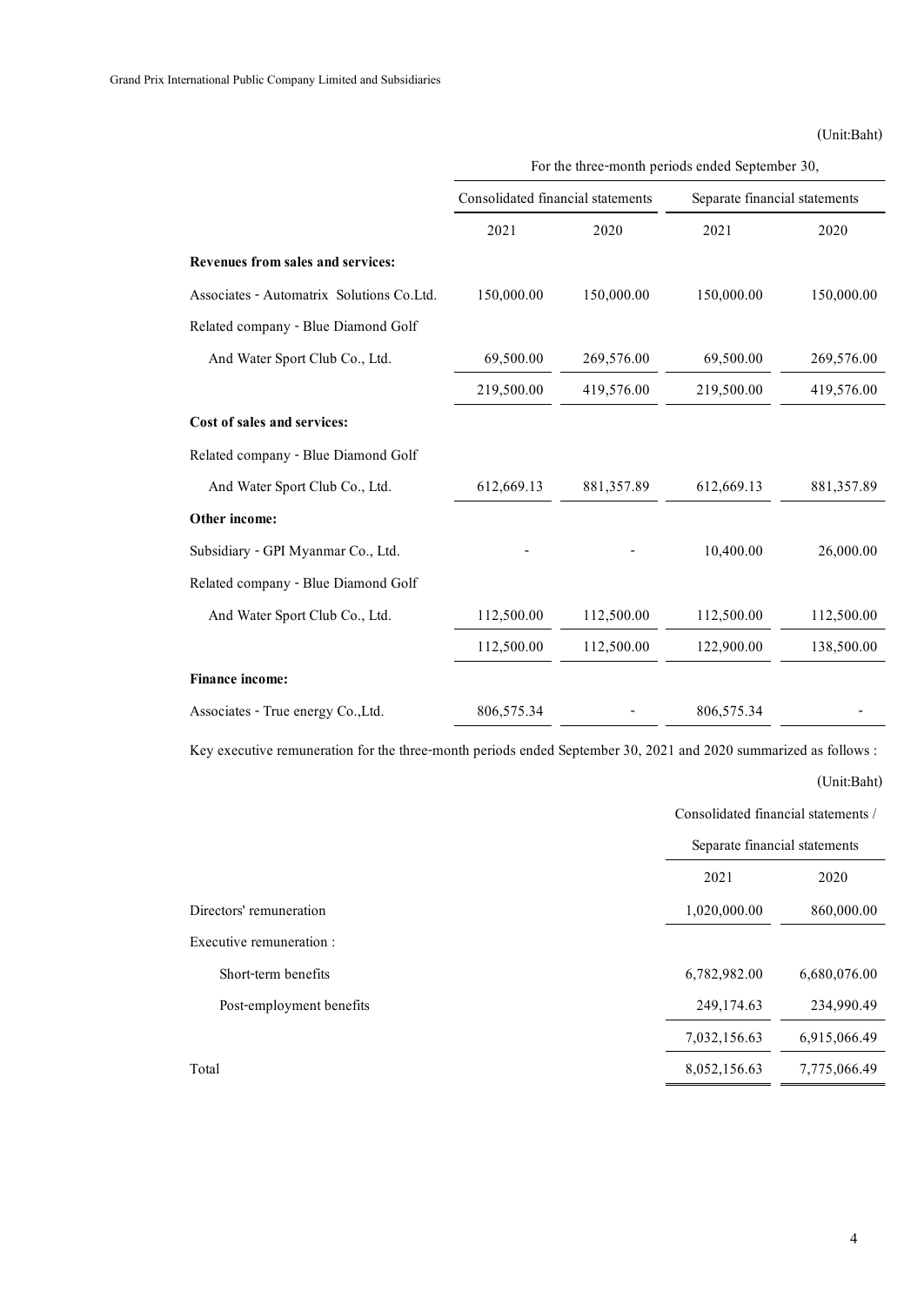(Unit:Baht)

| | For the three-month periods ended September 30, | | | |
|---|---|---|---|---|
| | Consolidated financial statements | | Separate financial statements | |
| | 2021 | 2020 | 2021 | 2020 |
| **Revenues from sales and services:** | | | | |
| Associates - Automatrix Solutions Co.Ltd. | 150,000.00 | 150,000.00 | 150,000.00 | 150,000.00 |
| Related company - Blue Diamond Golf And Water Sport Club Co., Ltd. | 69,500.00 | 269,576.00 | 69,500.00 | 269,576.00 |
| | 219,500.00 | 419,576.00 | 219,500.00 | 419,576.00 |
| **Cost of sales and services:** | | | | |
| Related company - Blue Diamond Golf And Water Sport Club Co., Ltd. | 612,669.13 | 881,357.89 | 612,669.13 | 881,357.89 |
| **Other income:** | | | | |
| Subsidiary - GPI Myanmar Co., Ltd. | - | - | 10,400.00 | 26,000.00 |
| Related company - Blue Diamond Golf And Water Sport Club Co., Ltd. | 112,500.00 | 112,500.00 | 112,500.00 | 112,500.00 |
| | 112,500.00 | 112,500.00 | 122,900.00 | 138,500.00 |
| **Finance income:** | | | | |
| Associates - True energy Co.,Ltd. | 806,575.34 | - | 806,575.34 | - |

Key executive remuneration for the three-month periods ended September 30, 2021 and 2020 summarized as follows :

(Unit:Baht)

| | Consolidated financial statements / Separate financial statements | |
|---|---|---|
| | 2021 | 2020 |
| Directors' remuneration | 1,020,000.00 | 860,000.00 |
| Executive remuneration : | | |
| Short-term benefits | 6,782,982.00 | 6,680,076.00 |
| Post-employment benefits | 249,174.63 | 234,990.49 |
| | 7,032,156.63 | 6,915,066.49 |
| Total | 8,052,156.63 | 7,775,066.49 |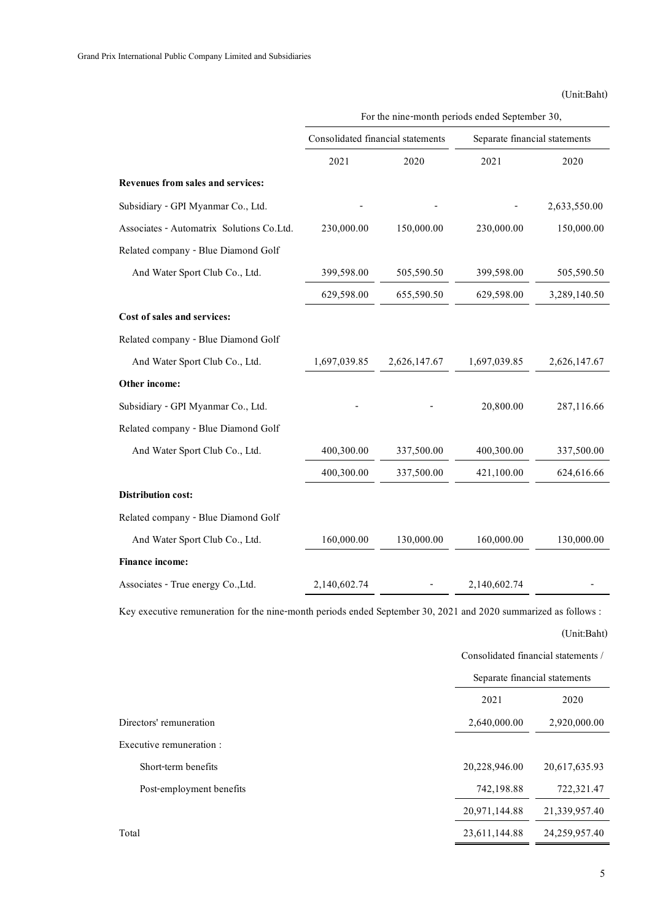(Unit:Baht)

| | For the nine-month periods ended September 30, | | | |
|---|---|---|---|---|
| | Consolidated financial statements | | Separate financial statements | |
| | 2021 | 2020 | 2021 | 2020 |
| **Revenues from sales and services:** | | | | |
| Subsidiary - GPI Myanmar Co., Ltd. | - | - | - | 2,633,550.00 |
| Associates - Automatrix Solutions Co.Ltd. | 230,000.00 | 150,000.00 | 230,000.00 | 150,000.00 |
| Related company - Blue Diamond Golf | | | | |
| And Water Sport Club Co., Ltd. | 399,598.00 | 505,590.50 | 399,598.00 | 505,590.50 |
| | 629,598.00 | 655,590.50 | 629,598.00 | 3,289,140.50 |
| **Cost of sales and services:** | | | | |
| Related company - Blue Diamond Golf | | | | |
| And Water Sport Club Co., Ltd. | 1,697,039.85 | 2,626,147.67 | 1,697,039.85 | 2,626,147.67 |
| **Other income:** | | | | |
| Subsidiary - GPI Myanmar Co., Ltd. | - | - | 20,800.00 | 287,116.66 |
| Related company - Blue Diamond Golf | | | | |
| And Water Sport Club Co., Ltd. | 400,300.00 | 337,500.00 | 400,300.00 | 337,500.00 |
| | 400,300.00 | 337,500.00 | 421,100.00 | 624,616.66 |
| **Distribution cost:** | | | | |
| Related company - Blue Diamond Golf | | | | |
| And Water Sport Club Co., Ltd. | 160,000.00 | 130,000.00 | 160,000.00 | 130,000.00 |
| **Finance income:** | | | | |
| Associates - True energy Co.,Ltd. | 2,140,602.74 | - | 2,140,602.74 | - |

Key executive remuneration for the nine-month periods ended September 30, 2021 and 2020 summarized as follows :

(Unit:Baht)

| | Consolidated financial statements / Separate financial statements | |
|---|---|---|
| | 2021 | 2020 |
| Directors' remuneration | 2,640,000.00 | 2,920,000.00 |
| Executive remuneration : | | |
| Short-term benefits | 20,228,946.00 | 20,617,635.93 |
| Post-employment benefits | 742,198.88 | 722,321.47 |
| | 20,971,144.88 | 21,339,957.40 |
| Total | 23,611,144.88 | 24,259,957.40 |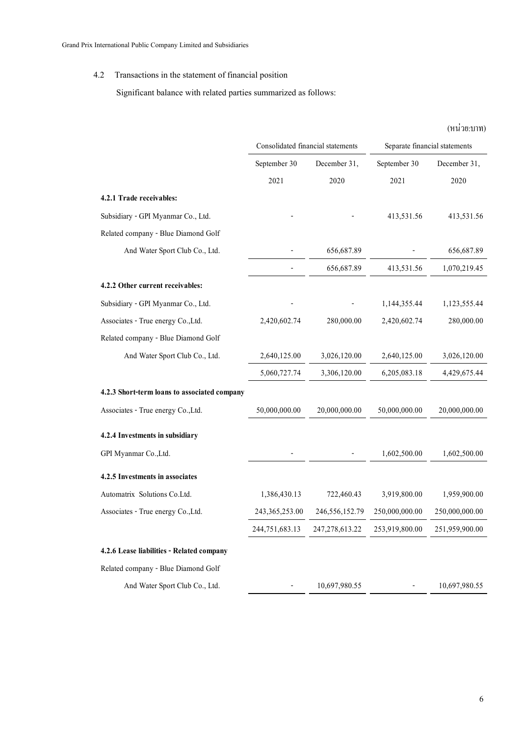### 4.2 Transactions in the statement of financial position

Significant balance with related parties summarized as follows:

(หน่วย:บาท)

| | Consolidated financial statements | | Separate financial statements | |
|---|---|---|---|---|
| | September 30 2021 | December 31, 2020 | September 30 2021 | December 31, 2020 |
| **4.2.1 Trade receivables:** | | | | |
| Subsidiary - GPI Myanmar Co., Ltd. | - | - | 413,531.56 | 413,531.56 |
| Related company - Blue Diamond Golf And Water Sport Club Co., Ltd. | - | 656,687.89 | - | 656,687.89 |
| | - | 656,687.89 | 413,531.56 | 1,070,219.45 |
| **4.2.2 Other current receivables:** | | | | |
| Subsidiary - GPI Myanmar Co., Ltd. | - | - | 1,144,355.44 | 1,123,555.44 |
| Associates - True energy Co.,Ltd. | 2,420,602.74 | 280,000.00 | 2,420,602.74 | 280,000.00 |
| Related company - Blue Diamond Golf And Water Sport Club Co., Ltd. | 2,640,125.00 | 3,026,120.00 | 2,640,125.00 | 3,026,120.00 |
| | 5,060,727.74 | 3,306,120.00 | 6,205,083.18 | 4,429,675.44 |
| **4.2.3 Short-term loans to associated company** | | | | |
| Associates - True energy Co.,Ltd. | 50,000,000.00 | 20,000,000.00 | 50,000,000.00 | 20,000,000.00 |
| **4.2.4 Investments in subsidiary** | | | | |
| GPI Myanmar Co.,Ltd. | - | - | 1,602,500.00 | 1,602,500.00 |
| **4.2.5 Investments in associates** | | | | |
| Automatrix Solutions Co.Ltd. | 1,386,430.13 | 722,460.43 | 3,919,800.00 | 1,959,900.00 |
| Associates - True energy Co.,Ltd. | 243,365,253.00 | 246,556,152.79 | 250,000,000.00 | 250,000,000.00 |
| | 244,751,683.13 | 247,278,613.22 | 253,919,800.00 | 251,959,900.00 |
| **4.2.6 Lease liabilities - Related company** | | | | |
| Related company - Blue Diamond Golf And Water Sport Club Co., Ltd. | - | 10,697,980.55 | - | 10,697,980.55 |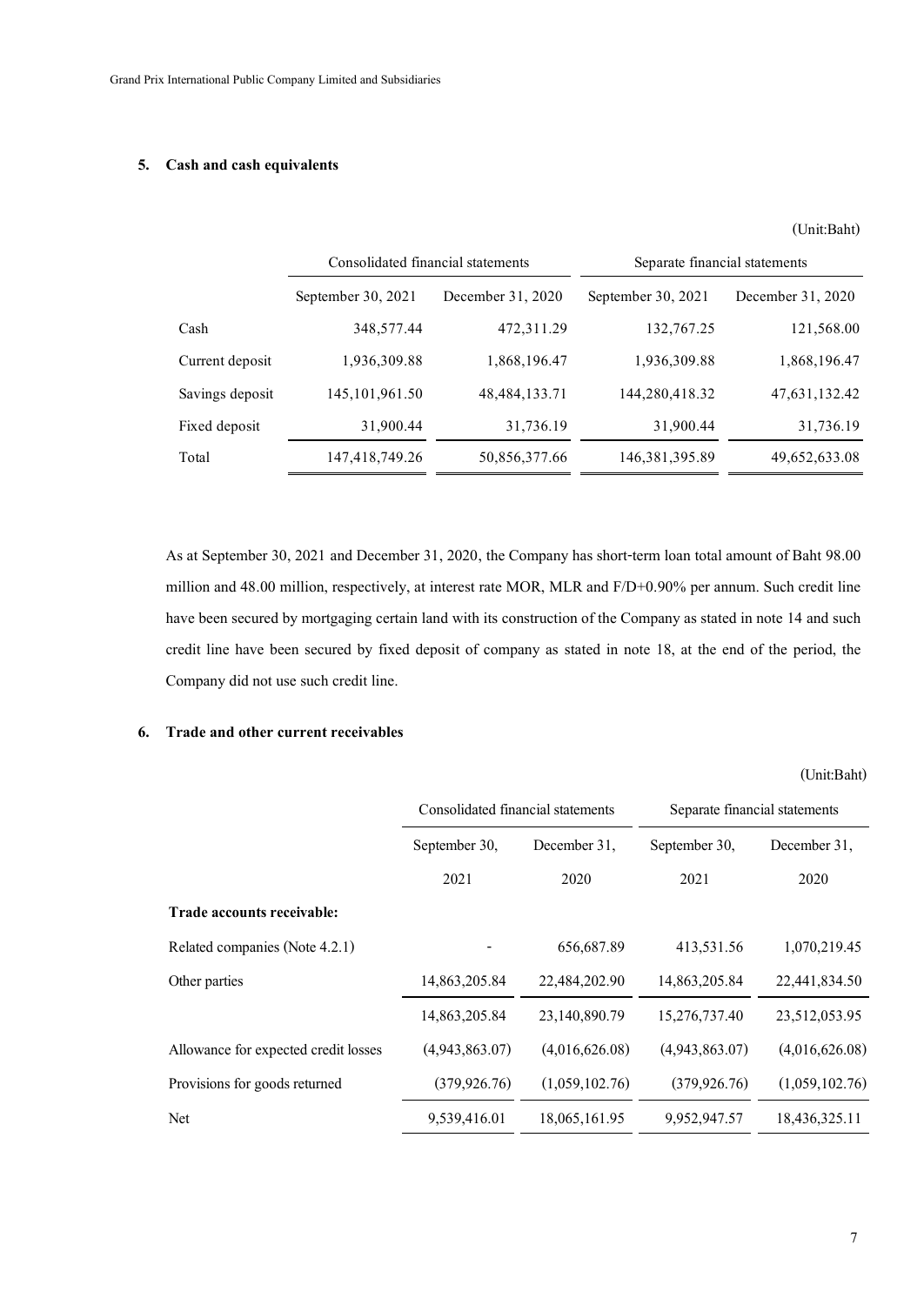### 5. Cash and cash equivalents

(Unit:Baht)

| | Consolidated financial statements | | Separate financial statements | |
|---|---|---|---|---|
| | September 30, 2021 | December 31, 2020 | September 30, 2021 | December 31, 2020 |
| Cash | 348,577.44 | 472,311.29 | 132,767.25 | 121,568.00 |
| Current deposit | 1,936,309.88 | 1,868,196.47 | 1,936,309.88 | 1,868,196.47 |
| Savings deposit | 145,101,961.50 | 48,484,133.71 | 144,280,418.32 | 47,631,132.42 |
| Fixed deposit | 31,900.44 | 31,736.19 | 31,900.44 | 31,736.19 |
| Total | 147,418,749.26 | 50,856,377.66 | 146,381,395.89 | 49,652,633.08 |

As at September 30, 2021 and December 31, 2020, the Company has short-term loan total amount of Baht 98.00 million and 48.00 million, respectively, at interest rate MOR, MLR and F/D+0.90% per annum. Such credit line have been secured by mortgaging certain land with its construction of the Company as stated in note 14 and such credit line have been secured by fixed deposit of company as stated in note 18, at the end of the period, the Company did not use such credit line.

### 6. Trade and other current receivables

(Unit:Baht)

| | Consolidated financial statements | | Separate financial statements | |
|---|---|---|---|---|
| | September 30, 2021 | December 31, 2020 | September 30, 2021 | December 31, 2020 |
| **Trade accounts receivable:** | | | | |
| Related companies (Note 4.2.1) | - | 656,687.89 | 413,531.56 | 1,070,219.45 |
| Other parties | 14,863,205.84 | 22,484,202.90 | 14,863,205.84 | 22,441,834.50 |
| | 14,863,205.84 | 23,140,890.79 | 15,276,737.40 | 23,512,053.95 |
| Allowance for expected credit losses | (4,943,863.07) | (4,016,626.08) | (4,943,863.07) | (4,016,626.08) |
| Provisions for goods returned | (379,926.76) | (1,059,102.76) | (379,926.76) | (1,059,102.76) |
| Net | 9,539,416.01 | 18,065,161.95 | 9,952,947.57 | 18,436,325.11 |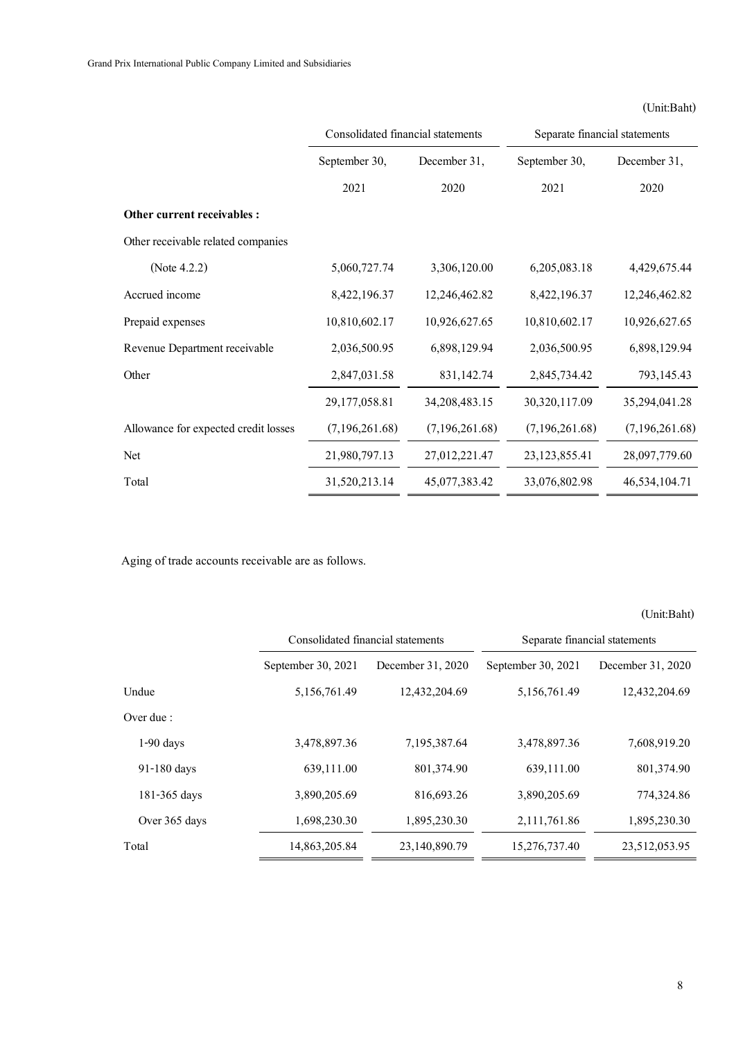(Unit:Baht)

| | Consolidated financial statements | | Separate financial statements | |
|---|---|---|---|---|
| | September 30, 2021 | December 31, 2020 | September 30, 2021 | December 31, 2020 |
| **Other current receivables :** | | | | |
| Other receivable related companies | | | | |
| (Note 4.2.2) | 5,060,727.74 | 3,306,120.00 | 6,205,083.18 | 4,429,675.44 |
| Accrued income | 8,422,196.37 | 12,246,462.82 | 8,422,196.37 | 12,246,462.82 |
| Prepaid expenses | 10,810,602.17 | 10,926,627.65 | 10,810,602.17 | 10,926,627.65 |
| Revenue Department receivable | 2,036,500.95 | 6,898,129.94 | 2,036,500.95 | 6,898,129.94 |
| Other | 2,847,031.58 | 831,142.74 | 2,845,734.42 | 793,145.43 |
| | 29,177,058.81 | 34,208,483.15 | 30,320,117.09 | 35,294,041.28 |
| Allowance for expected credit losses | (7,196,261.68) | (7,196,261.68) | (7,196,261.68) | (7,196,261.68) |
| Net | 21,980,797.13 | 27,012,221.47 | 23,123,855.41 | 28,097,779.60 |
| Total | 31,520,213.14 | 45,077,383.42 | 33,076,802.98 | 46,534,104.71 |

Aging of trade accounts receivable are as follows.

(Unit:Baht)

| | Consolidated financial statements | | Separate financial statements | |
|---|---|---|---|---|
| | September 30, 2021 | December 31, 2020 | September 30, 2021 | December 31, 2020 |
| Undue | 5,156,761.49 | 12,432,204.69 | 5,156,761.49 | 12,432,204.69 |
| Over due : | | | | |
| 1-90 days | 3,478,897.36 | 7,195,387.64 | 3,478,897.36 | 7,608,919.20 |
| 91-180 days | 639,111.00 | 801,374.90 | 639,111.00 | 801,374.90 |
| 181-365 days | 3,890,205.69 | 816,693.26 | 3,890,205.69 | 774,324.86 |
| Over 365 days | 1,698,230.30 | 1,895,230.30 | 2,111,761.86 | 1,895,230.30 |
| Total | 14,863,205.84 | 23,140,890.79 | 15,276,737.40 | 23,512,053.95 |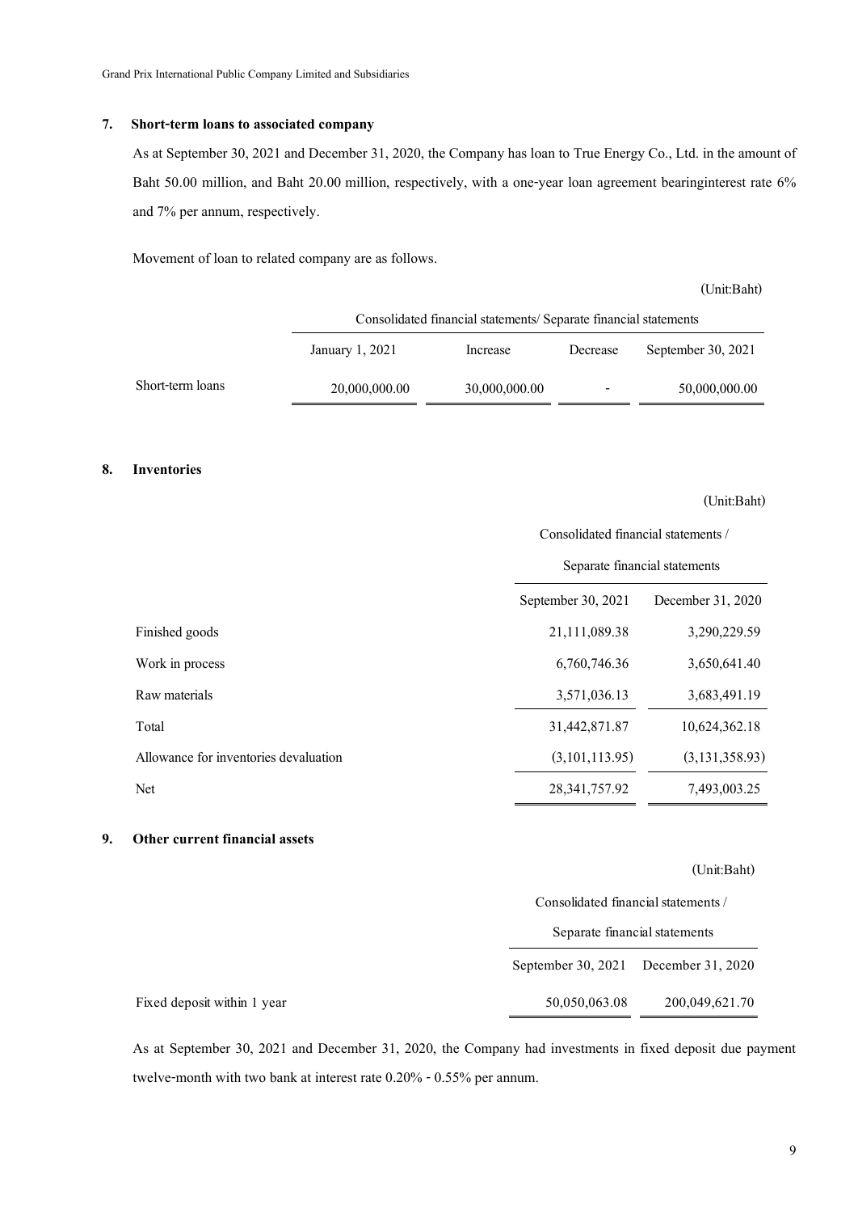## 7. Short-term loans to associated company

As at September 30, 2021 and December 31, 2020, the Company has loan to True Energy Co., Ltd. in the amount of Baht 50.00 million, and Baht 20.00 million, respectively, with a one-year loan agreement bearinginterest rate 6% and 7% per annum, respectively.

Movement of loan to related company are as follows.

(Unit:Baht)

| | Consolidated financial statements/ Separate financial statements | | | |
|---|---|---|---|---|
| | January 1, 2021 | Increase | Decrease | September 30, 2021 |
| Short-term loans | 20,000,000.00 | 30,000,000.00 | - | 50,000,000.00 |

## 8. Inventories

(Unit:Baht)

| | Consolidated financial statements / Separate financial statements | |
|---|---|---|
| | September 30, 2021 | December 31, 2020 |
| Finished goods | 21,111,089.38 | 3,290,229.59 |
| Work in process | 6,760,746.36 | 3,650,641.40 |
| Raw materials | 3,571,036.13 | 3,683,491.19 |
| Total | 31,442,871.87 | 10,624,362.18 |
| Allowance for inventories devaluation | (3,101,113.95) | (3,131,358.93) |
| Net | 28,341,757.92 | 7,493,003.25 |

## 9. Other current financial assets

(Unit:Baht)

| | Consolidated financial statements / Separate financial statements | |
|---|---|---|
| | September 30, 2021 | December 31, 2020 |
| Fixed deposit within 1 year | 50,050,063.08 | 200,049,621.70 |

As at September 30, 2021 and December 31, 2020, the Company had investments in fixed deposit due payment twelve-month with two bank at interest rate 0.20% - 0.55% per annum.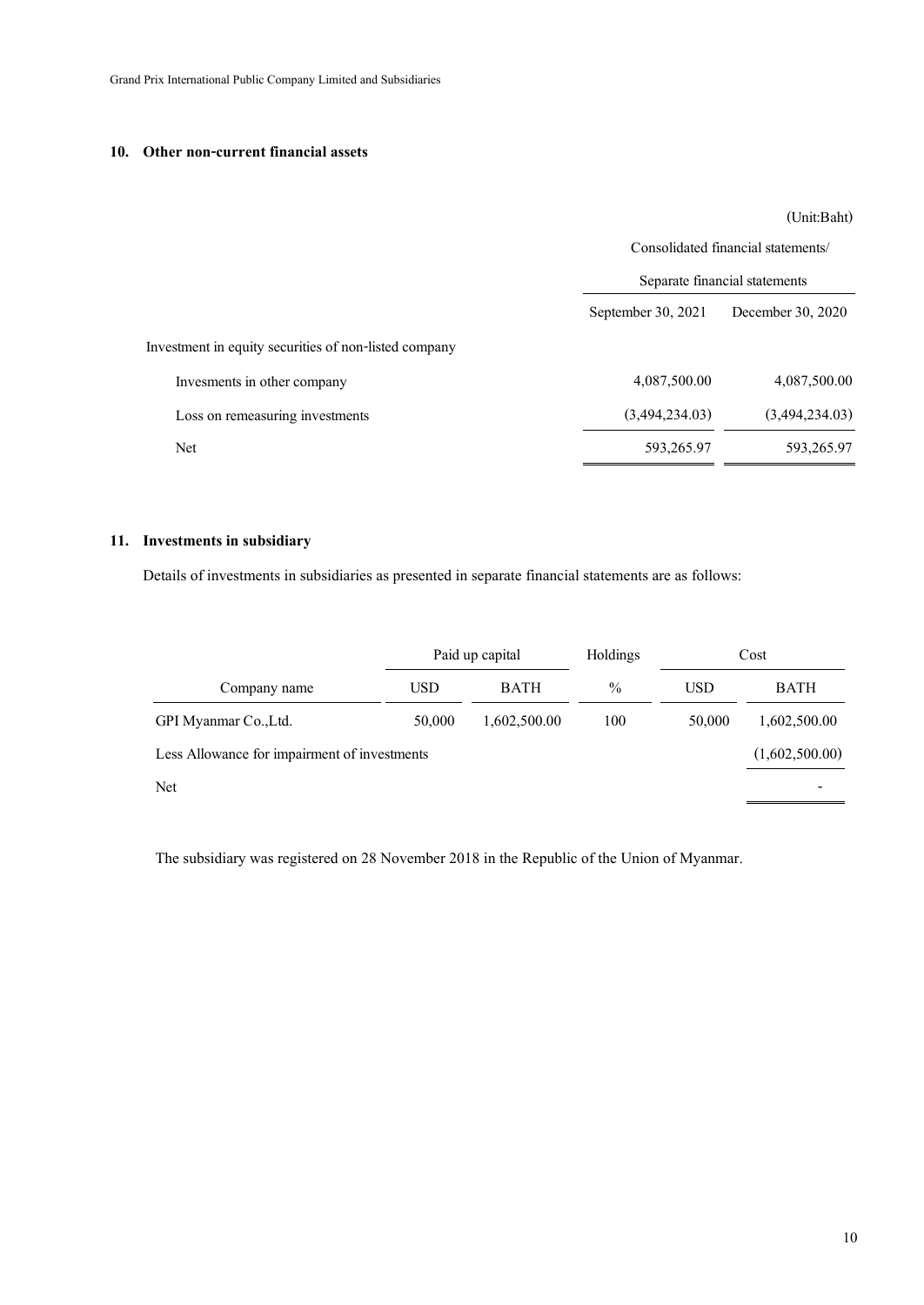## 10. Other non-current financial assets

(Unit:Baht)

| | Consolidated financial statements/ Separate financial statements | |
|---|---|---|
| | September 30, 2021 | December 30, 2020 |
| Investment in equity securities of non-listed company | | |
| Invesments in other company | 4,087,500.00 | 4,087,500.00 |
| Loss on remeasuring investments | (3,494,234.03) | (3,494,234.03) |
| Net | 593,265.97 | 593,265.97 |

## 11. Investments in subsidiary

Details of investments in subsidiaries as presented in separate financial statements are as follows:

| | Paid up capital | | Holdings | Cost | |
|---|---|---|---|---|---|
| Company name | USD | BATH | % | USD | BATH |
| GPI Myanmar Co.,Ltd. | 50,000 | 1,602,500.00 | 100 | 50,000 | 1,602,500.00 |
| Less Allowance for impairment of investments | | | | | (1,602,500.00) |
| Net | | | | | - |

The subsidiary was registered on 28 November 2018 in the Republic of the Union of Myanmar.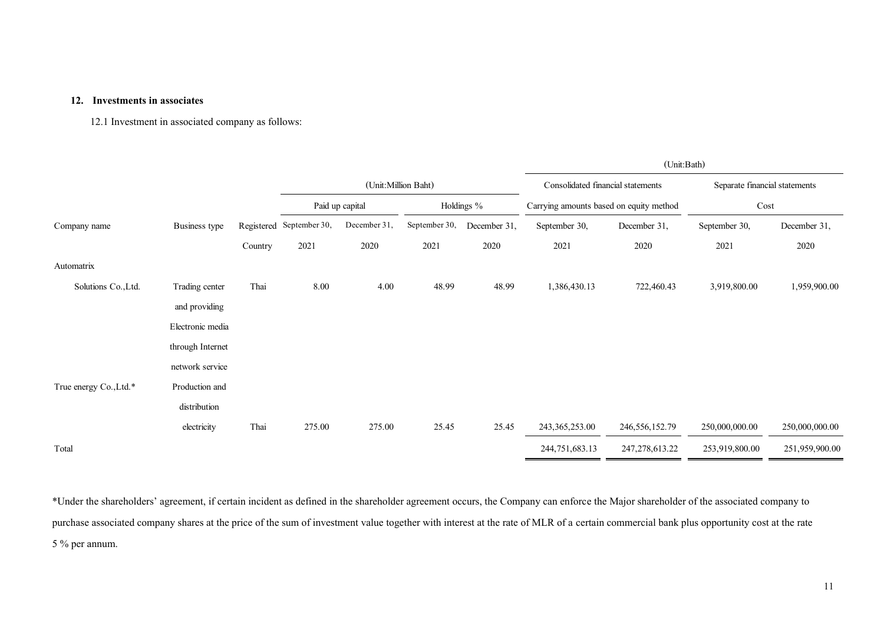## 12. Investments in associates

12.1 Investment in associated company as follows:

| | | | (Unit:Million Baht) | | | | (Unit:Bath) | | | |
|---|---|---|---|---|---|---|---|---|---|---|
| | | | Paid up capital | | Holdings % | | Consolidated financial statements | | Separate financial statements | |
| | | | | | | | Carrying amounts based on equity method | | Cost | |
| Company name | Business type | Registered Country | September 30, 2021 | December 31, 2020 | September 30, 2021 | December 31, 2020 | September 30, 2021 | December 31, 2020 | September 30, 2021 | December 31, 2020 |
| Automatrix Solutions Co.,Ltd. | Trading center and providing Electronic media through Internet network service | Thai | 8.00 | 4.00 | 48.99 | 48.99 | 1,386,430.13 | 722,460.43 | 3,919,800.00 | 1,959,900.00 |
| True energy Co.,Ltd.* | Production and distribution electricity | Thai | 275.00 | 275.00 | 25.45 | 25.45 | 243,365,253.00 | 246,556,152.79 | 250,000,000.00 | 250,000,000.00 |
| Total | | | | | | | 244,751,683.13 | 247,278,613.22 | 253,919,800.00 | 251,959,900.00 |

*Under the shareholders' agreement, if certain incident as defined in the shareholder agreement occurs, the Company can enforce the Major shareholder of the associated company to purchase associated company shares at the price of the sum of investment value together with interest at the rate of MLR of a certain commercial bank plus opportunity cost at the rate 5 % per annum.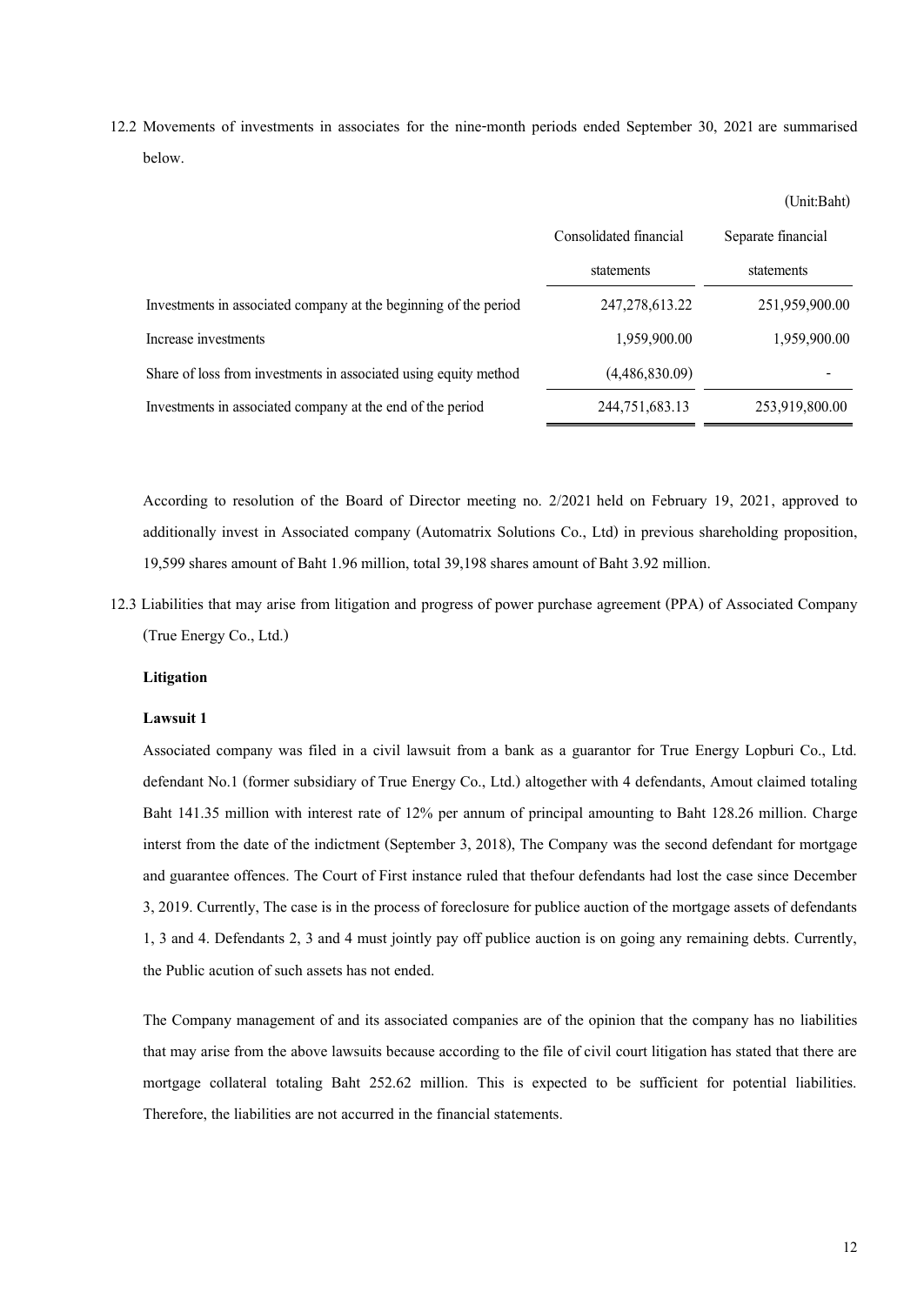12.2 Movements of investments in associates for the nine-month periods ended September 30, 2021 are summarised below.

(Unit:Baht)

| | Consolidated financial statements | Separate financial statements |
|---|---|---|
| Investments in associated company at the beginning of the period | 247,278,613.22 | 251,959,900.00 |
| Increase investments | 1,959,900.00 | 1,959,900.00 |
| Share of loss from investments in associated using equity method | (4,486,830.09) | - |
| Investments in associated company at the end of the period | 244,751,683.13 | 253,919,800.00 |

According to resolution of the Board of Director meeting no. 2/2021 held on February 19, 2021, approved to additionally invest in Associated company (Automatrix Solutions Co., Ltd) in previous shareholding proposition, 19,599 shares amount of Baht 1.96 million, total 39,198 shares amount of Baht 3.92 million.

12.3 Liabilities that may arise from litigation and progress of power purchase agreement (PPA) of Associated Company (True Energy Co., Ltd.)

**Litigation**

**Lawsuit 1**

Associated company was filed in a civil lawsuit from a bank as a guarantor for True Energy Lopburi Co., Ltd. defendant No.1 (former subsidiary of True Energy Co., Ltd.) altogether with 4 defendants, Amout claimed totaling Baht 141.35 million with interest rate of 12% per annum of principal amounting to Baht 128.26 million. Charge interst from the date of the indictment (September 3, 2018), The Company was the second defendant for mortgage and guarantee offences. The Court of First instance ruled that thefour defendants had lost the case since December 3, 2019. Currently, The case is in the process of foreclosure for publice auction of the mortgage assets of defendants 1, 3 and 4. Defendants 2, 3 and 4 must jointly pay off publice auction is on going any remaining debts. Currently, the Public acution of such assets has not ended.

The Company management of and its associated companies are of the opinion that the company has no liabilities that may arise from the above lawsuits because according to the file of civil court litigation has stated that there are mortgage collateral totaling Baht 252.62 million. This is expected to be sufficient for potential liabilities. Therefore, the liabilities are not accurred in the financial statements.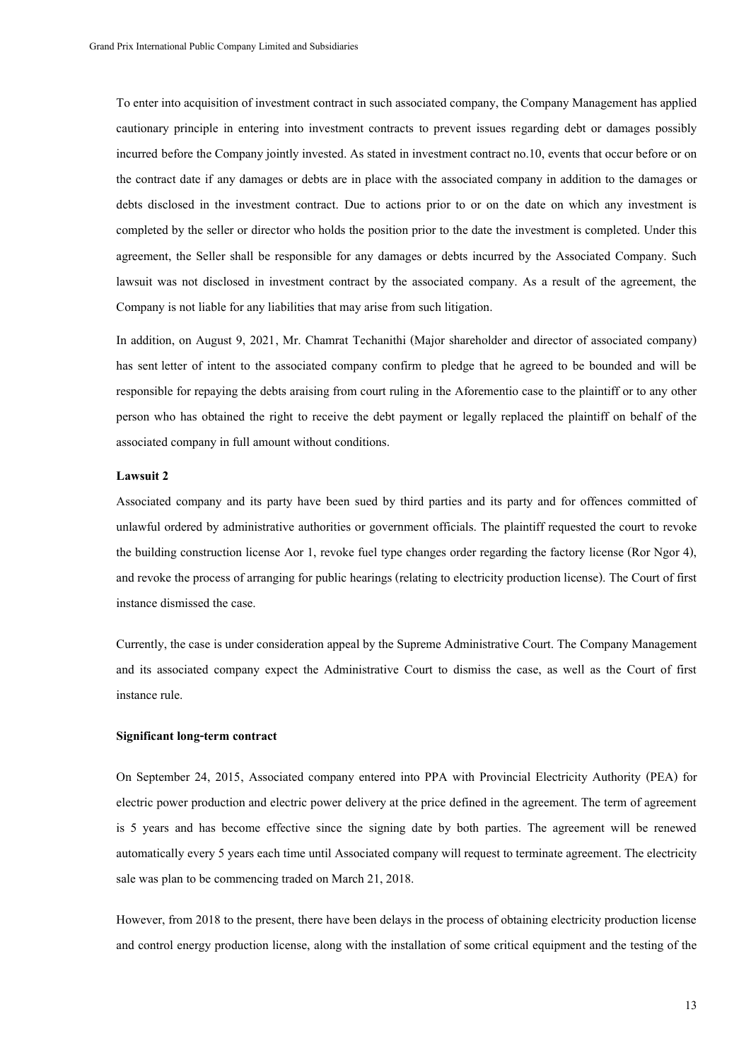To enter into acquisition of investment contract in such associated company, the Company Management has applied cautionary principle in entering into investment contracts to prevent issues regarding debt or damages possibly incurred before the Company jointly invested. As stated in investment contract no.10, events that occur before or on the contract date if any damages or debts are in place with the associated company in addition to the damages or debts disclosed in the investment contract. Due to actions prior to or on the date on which any investment is completed by the seller or director who holds the position prior to the date the investment is completed. Under this agreement, the Seller shall be responsible for any damages or debts incurred by the Associated Company. Such lawsuit was not disclosed in investment contract by the associated company. As a result of the agreement, the Company is not liable for any liabilities that may arise from such litigation.

In addition, on August 9, 2021, Mr. Chamrat Techanithi (Major shareholder and director of associated company) has sent letter of intent to the associated company confirm to pledge that he agreed to be bounded and will be responsible for repaying the debts araising from court ruling in the Aforementio case to the plaintiff or to any other person who has obtained the right to receive the debt payment or legally replaced the plaintiff on behalf of the associated company in full amount without conditions.

**Lawsuit 2**

Associated company and its party have been sued by third parties and its party and for offences committed of unlawful ordered by administrative authorities or government officials. The plaintiff requested the court to revoke the building construction license Aor 1, revoke fuel type changes order regarding the factory license (Ror Ngor 4), and revoke the process of arranging for public hearings (relating to electricity production license). The Court of first instance dismissed the case.

Currently, the case is under consideration appeal by the Supreme Administrative Court. The Company Management and its associated company expect the Administrative Court to dismiss the case, as well as the Court of first instance rule.

**Significant long-term contract**

On September 24, 2015, Associated company entered into PPA with Provincial Electricity Authority (PEA) for electric power production and electric power delivery at the price defined in the agreement. The term of agreement is 5 years and has become effective since the signing date by both parties. The agreement will be renewed automatically every 5 years each time until Associated company will request to terminate agreement. The electricity sale was plan to be commencing traded on March 21, 2018.

However, from 2018 to the present, there have been delays in the process of obtaining electricity production license and control energy production license, along with the installation of some critical equipment and the testing of the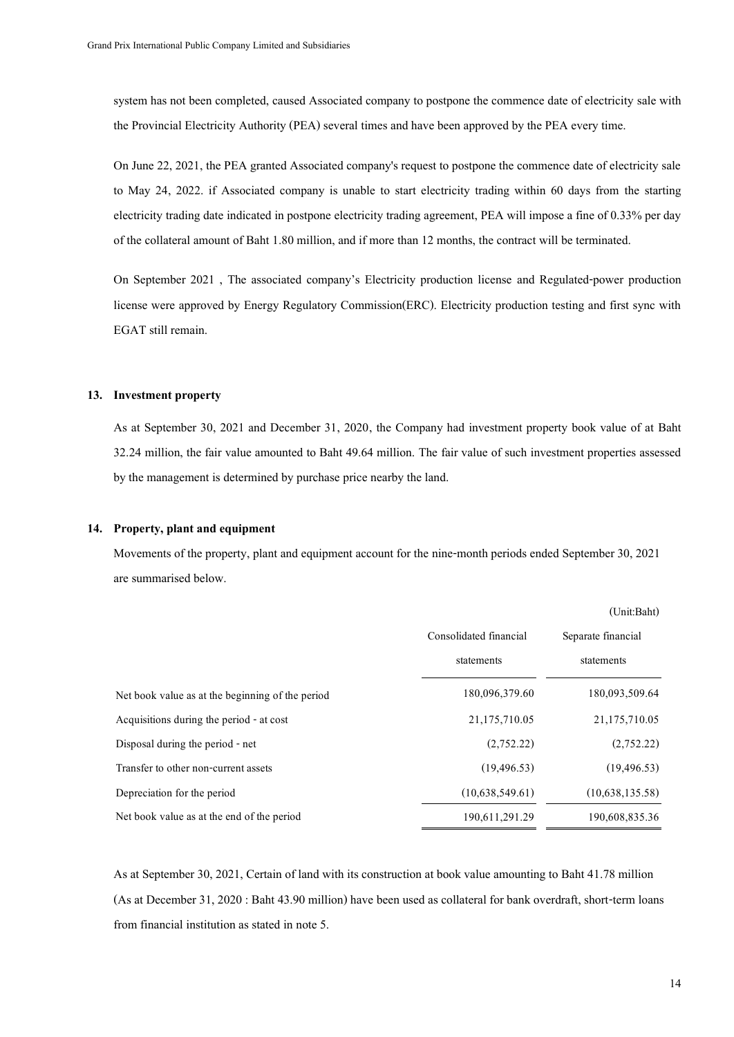system has not been completed, caused Associated company to postpone the commence date of electricity sale with the Provincial Electricity Authority (PEA) several times and have been approved by the PEA every time.

On June 22, 2021, the PEA granted Associated company's request to postpone the commence date of electricity sale to May 24, 2022. if Associated company is unable to start electricity trading within 60 days from the starting electricity trading date indicated in postpone electricity trading agreement, PEA will impose a fine of 0.33% per day of the collateral amount of Baht 1.80 million, and if more than 12 months, the contract will be terminated.

On September 2021 , The associated company's Electricity production license and Regulated-power production license were approved by Energy Regulatory Commission(ERC). Electricity production testing and first sync with EGAT still remain.

## 13. Investment property

As at September 30, 2021 and December 31, 2020, the Company had investment property book value of at Baht 32.24 million, the fair value amounted to Baht 49.64 million. The fair value of such investment properties assessed by the management is determined by purchase price nearby the land.

## 14. Property, plant and equipment

Movements of the property, plant and equipment account for the nine-month periods ended September 30, 2021 are summarised below.

(Unit:Baht)

| | Consolidated financial statements | Separate financial statements |
|---|---|---|
| Net book value as at the beginning of the period | 180,096,379.60 | 180,093,509.64 |
| Acquisitions during the period - at cost | 21,175,710.05 | 21,175,710.05 |
| Disposal during the period - net | (2,752.22) | (2,752.22) |
| Transfer to other non-current assets | (19,496.53) | (19,496.53) |
| Depreciation for the period | (10,638,549.61) | (10,638,135.58) |
| Net book value as at the end of the period | 190,611,291.29 | 190,608,835.36 |

As at September 30, 2021, Certain of land with its construction at book value amounting to Baht 41.78 million (As at December 31, 2020 : Baht 43.90 million) have been used as collateral for bank overdraft, short-term loans from financial institution as stated in note 5.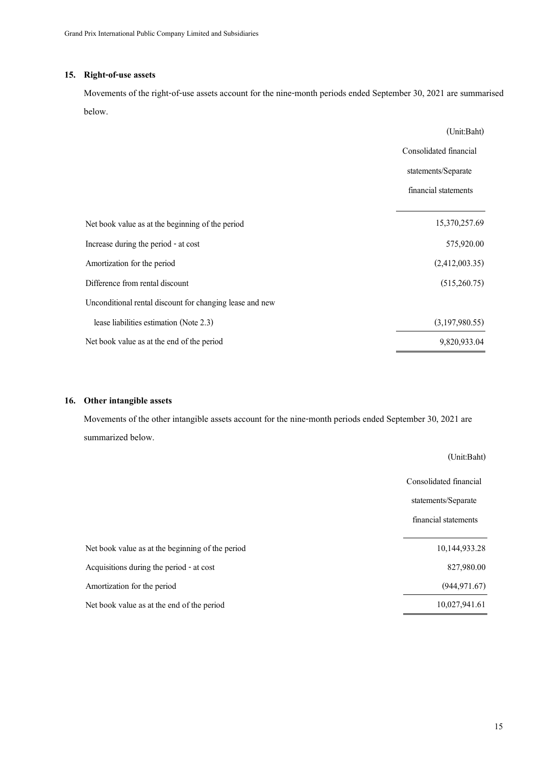## 15. Right-of-use assets

Movements of the right-of-use assets account for the nine-month periods ended September 30, 2021 are summarised below.

(Unit:Baht)

| | Consolidated financial statements/Separate financial statements |
|---|---:|
| Net book value as at the beginning of the period | 15,370,257.69 |
| Increase during the period - at cost | 575,920.00 |
| Amortization for the period | (2,412,003.35) |
| Difference from rental discount | (515,260.75) |
| Unconditional rental discount for changing lease and new lease liabilities estimation (Note 2.3) | (3,197,980.55) |
| Net book value as at the end of the period | 9,820,933.04 |

## 16. Other intangible assets

Movements of the other intangible assets account for the nine-month periods ended September 30, 2021 are summarized below.

(Unit:Baht)

| | Consolidated financial statements/Separate financial statements |
|---|---:|
| Net book value as at the beginning of the period | 10,144,933.28 |
| Acquisitions during the period - at cost | 827,980.00 |
| Amortization for the period | (944,971.67) |
| Net book value as at the end of the period | 10,027,941.61 |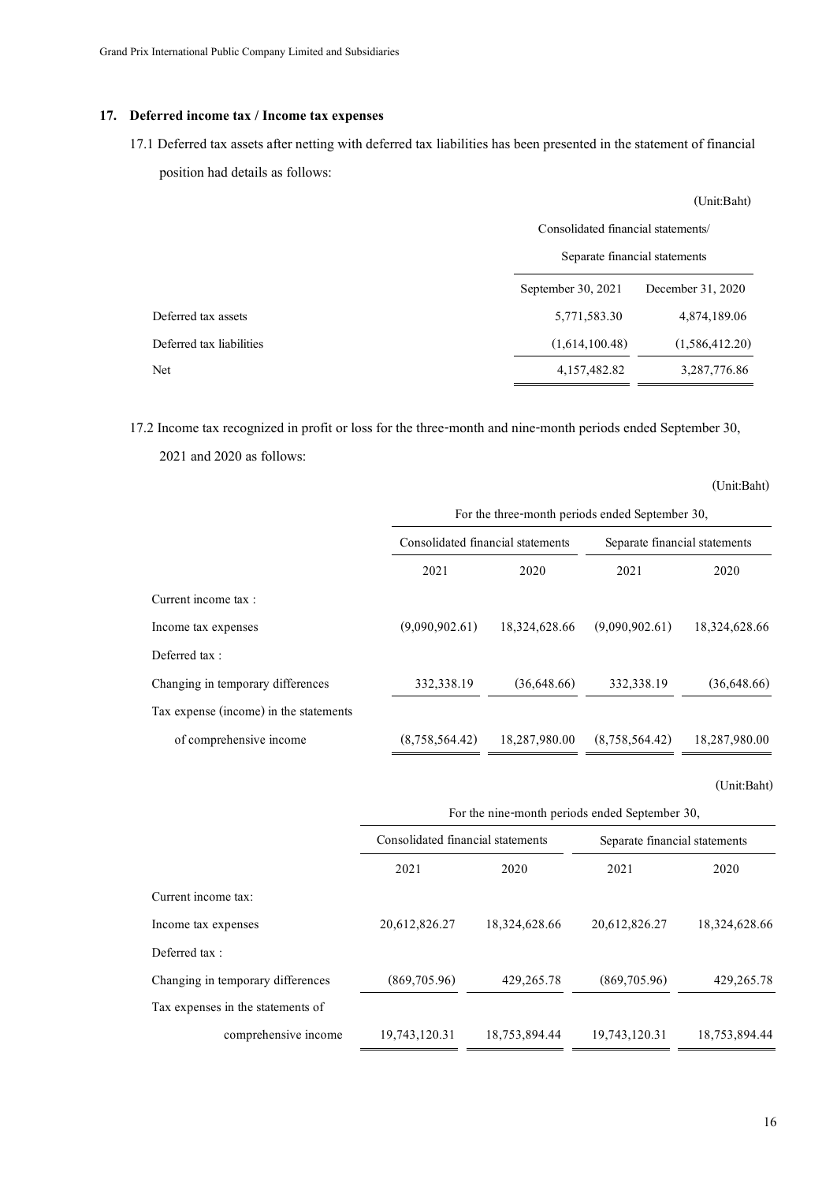## 17. Deferred income tax / Income tax expenses

17.1 Deferred tax assets after netting with deferred tax liabilities has been presented in the statement of financial position had details as follows:

(Unit:Baht)

| | Consolidated financial statements/ Separate financial statements | |
|---|---|---|
| | September 30, 2021 | December 31, 2020 |
| Deferred tax assets | 5,771,583.30 | 4,874,189.06 |
| Deferred tax liabilities | (1,614,100.48) | (1,586,412.20) |
| Net | 4,157,482.82 | 3,287,776.86 |

17.2 Income tax recognized in profit or loss for the three-month and nine-month periods ended September 30, 2021 and 2020 as follows:

(Unit:Baht)

| | For the three-month periods ended September 30, | | | |
|---|---|---|---|---|
| | Consolidated financial statements | | Separate financial statements | |
| | 2021 | 2020 | 2021 | 2020 |
| Current income tax : | | | | |
| Income tax expenses | (9,090,902.61) | 18,324,628.66 | (9,090,902.61) | 18,324,628.66 |
| Deferred tax : | | | | |
| Changing in temporary differences | 332,338.19 | (36,648.66) | 332,338.19 | (36,648.66) |
| Tax expense (income) in the statements of comprehensive income | (8,758,564.42) | 18,287,980.00 | (8,758,564.42) | 18,287,980.00 |

(Unit:Baht)

| | For the nine-month periods ended September 30, | | | |
|---|---|---|---|---|
| | Consolidated financial statements | | Separate financial statements | |
| | 2021 | 2020 | 2021 | 2020 |
| Current income tax: | | | | |
| Income tax expenses | 20,612,826.27 | 18,324,628.66 | 20,612,826.27 | 18,324,628.66 |
| Deferred tax : | | | | |
| Changing in temporary differences | (869,705.96) | 429,265.78 | (869,705.96) | 429,265.78 |
| Tax expenses in the statements of comprehensive income | 19,743,120.31 | 18,753,894.44 | 19,743,120.31 | 18,753,894.44 |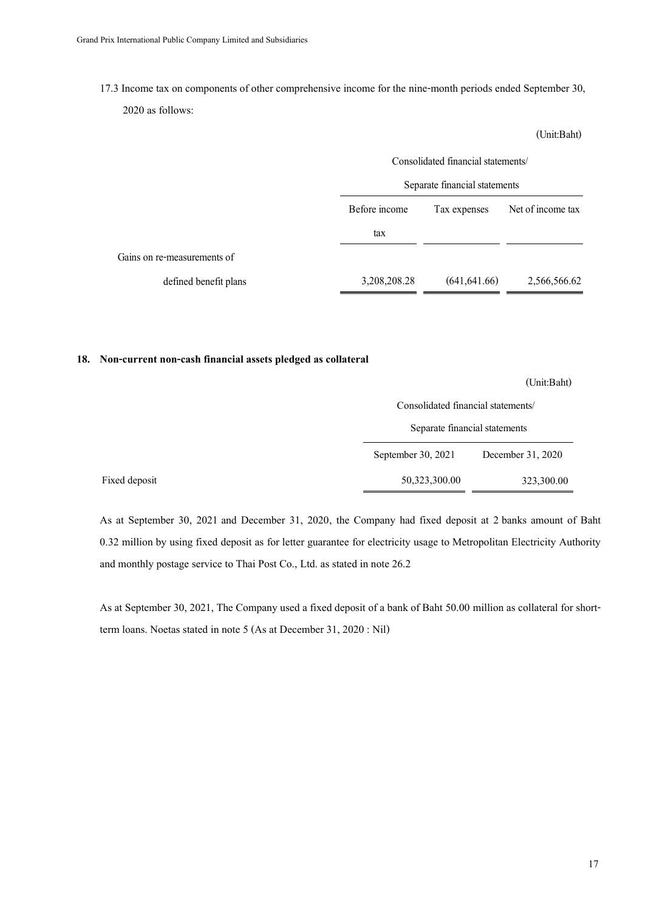17.3 Income tax on components of other comprehensive income for the nine-month periods ended September 30, 2020 as follows:

(Unit:Baht)

| | Consolidated financial statements/ Separate financial statements | | |
|---|---|---|---|
| | Before income tax | Tax expenses | Net of income tax |
| Gains on re-measurements of defined benefit plans | 3,208,208.28 | (641,641.66) | 2,566,566.62 |

## 18. Non-current non-cash financial assets pledged as collateral

(Unit:Baht)

| | Consolidated financial statements/ Separate financial statements | |
|---|---|---|
| | September 30, 2021 | December 31, 2020 |
| Fixed deposit | 50,323,300.00 | 323,300.00 |

As at September 30, 2021 and December 31, 2020, the Company had fixed deposit at 2 banks amount of Baht 0.32 million by using fixed deposit as for letter guarantee for electricity usage to Metropolitan Electricity Authority and monthly postage service to Thai Post Co., Ltd. as stated in note 26.2

As at September 30, 2021, The Company used a fixed deposit of a bank of Baht 50.00 million as collateral for short-term loans. Noetas stated in note 5 (As at December 31, 2020 : Nil)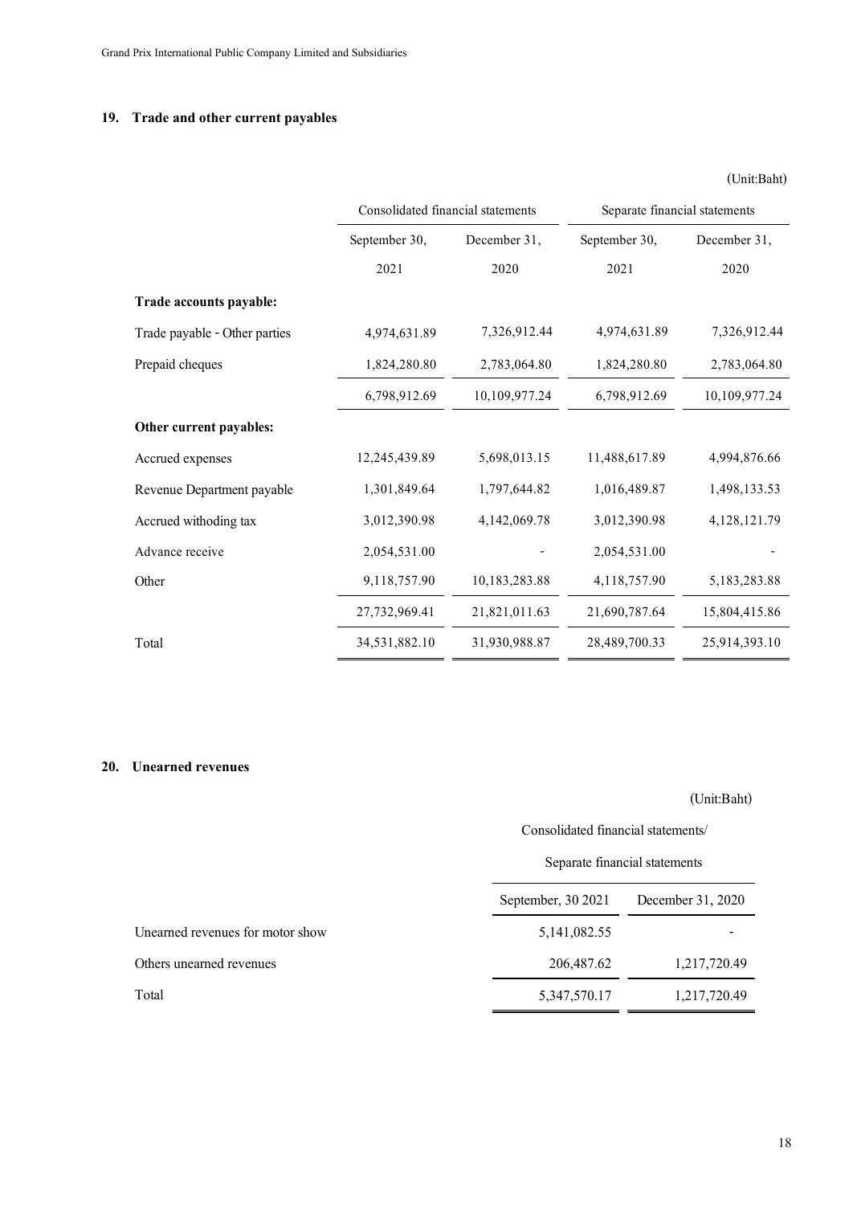## 19. Trade and other current payables

(Unit:Baht)

| | Consolidated financial statements | | Separate financial statements | |
|---|---|---|---|---|
| | September 30, 2021 | December 31, 2020 | September 30, 2021 | December 31, 2020 |
| **Trade accounts payable:** | | | | |
| Trade payable - Other parties | 4,974,631.89 | 7,326,912.44 | 4,974,631.89 | 7,326,912.44 |
| Prepaid cheques | 1,824,280.80 | 2,783,064.80 | 1,824,280.80 | 2,783,064.80 |
| | 6,798,912.69 | 10,109,977.24 | 6,798,912.69 | 10,109,977.24 |
| **Other current payables:** | | | | |
| Accrued expenses | 12,245,439.89 | 5,698,013.15 | 11,488,617.89 | 4,994,876.66 |
| Revenue Department payable | 1,301,849.64 | 1,797,644.82 | 1,016,489.87 | 1,498,133.53 |
| Accrued withoding tax | 3,012,390.98 | 4,142,069.78 | 3,012,390.98 | 4,128,121.79 |
| Advance receive | 2,054,531.00 | - | 2,054,531.00 | - |
| Other | 9,118,757.90 | 10,183,283.88 | 4,118,757.90 | 5,183,283.88 |
| | 27,732,969.41 | 21,821,011.63 | 21,690,787.64 | 15,804,415.86 |
| Total | 34,531,882.10 | 31,930,988.87 | 28,489,700.33 | 25,914,393.10 |

## 20. Unearned revenues

(Unit:Baht)

| | Consolidated financial statements/ Separate financial statements | |
|---|---|---|
| | September, 30 2021 | December 31, 2020 |
| Unearned revenues for motor show | 5,141,082.55 | - |
| Others unearned revenues | 206,487.62 | 1,217,720.49 |
| Total | 5,347,570.17 | 1,217,720.49 |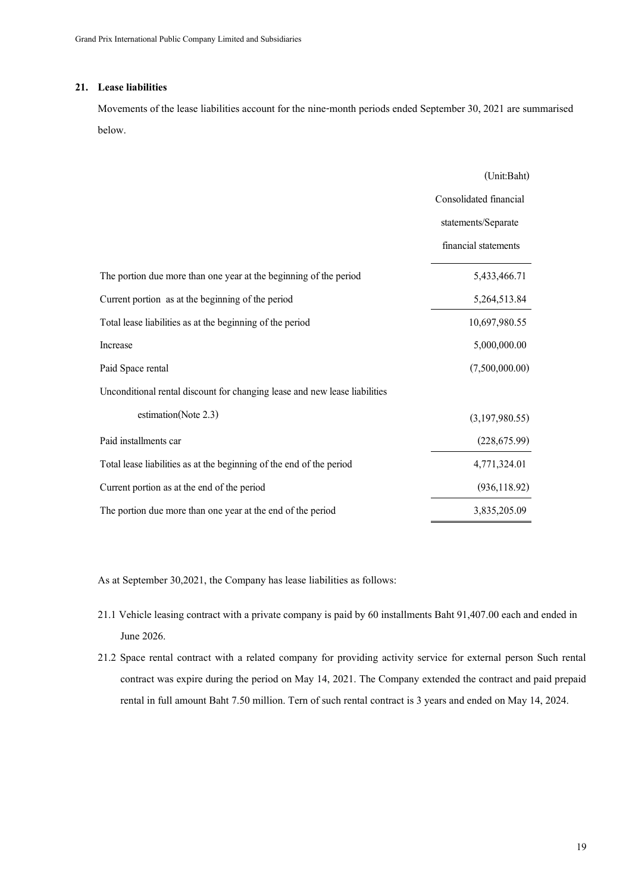## 21. Lease liabilities

Movements of the lease liabilities account for the nine-month periods ended September 30, 2021 are summarised below.

| | (Unit:Baht) |
|---|---|
| | Consolidated financial statements/Separate financial statements |
| The portion due more than one year at the beginning of the period | 5,433,466.71 |
| Current portion as at the beginning of the period | 5,264,513.84 |
| Total lease liabilities as at the beginning of the period | 10,697,980.55 |
| Increase | 5,000,000.00 |
| Paid Space rental | (7,500,000.00) |
| Unconditional rental discount for changing lease and new lease liabilities estimation(Note 2.3) | (3,197,980.55) |
| Paid installments car | (228,675.99) |
| Total lease liabilities as at the beginning of the end of the period | 4,771,324.01 |
| Current portion as at the end of the period | (936,118.92) |
| The portion due more than one year at the end of the period | 3,835,205.09 |

As at September 30,2021, the Company has lease liabilities as follows:

21.1 Vehicle leasing contract with a private company is paid by 60 installments Baht 91,407.00 each and ended in June 2026.

21.2 Space rental contract with a related company for providing activity service for external person Such rental contract was expire during the period on May 14, 2021. The Company extended the contract and paid prepaid rental in full amount Baht 7.50 million. Tern of such rental contract is 3 years and ended on May 14, 2024.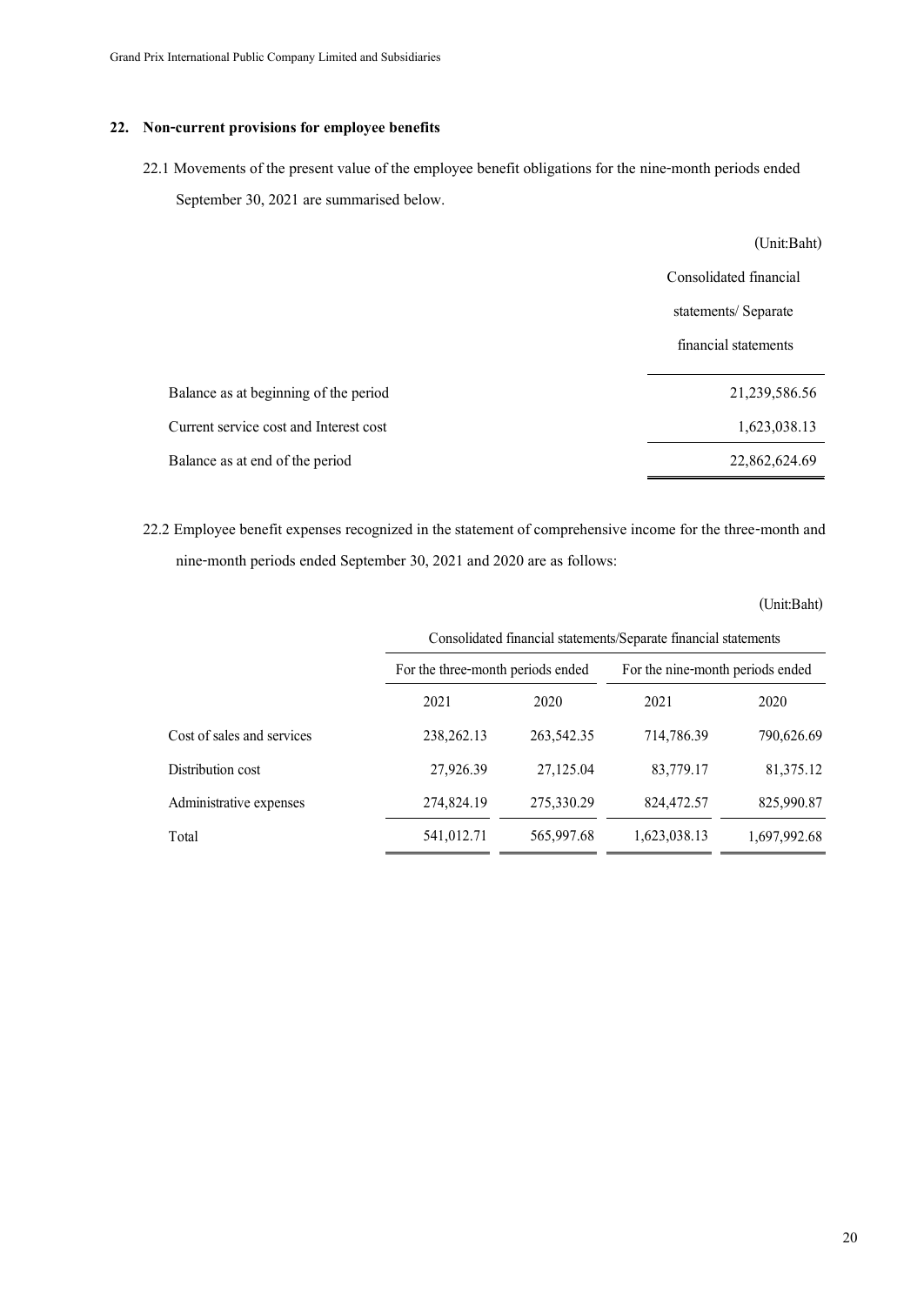## 22. Non-current provisions for employee benefits

22.1 Movements of the present value of the employee benefit obligations for the nine-month periods ended September 30, 2021 are summarised below.

| | (Unit:Baht) |
|---|---|
| | Consolidated financial statements/ Separate financial statements |
| Balance as at beginning of the period | 21,239,586.56 |
| Current service cost and Interest cost | 1,623,038.13 |
| Balance as at end of the period | 22,862,624.69 |

22.2 Employee benefit expenses recognized in the statement of comprehensive income for the three-month and nine-month periods ended September 30, 2021 and 2020 are as follows:

(Unit:Baht)

| | Consolidated financial statements/Separate financial statements | | | |
|---|---|---|---|---|
| | For the three-month periods ended | | For the nine-month periods ended | |
| | 2021 | 2020 | 2021 | 2020 |
| Cost of sales and services | 238,262.13 | 263,542.35 | 714,786.39 | 790,626.69 |
| Distribution cost | 27,926.39 | 27,125.04 | 83,779.17 | 81,375.12 |
| Administrative expenses | 274,824.19 | 275,330.29 | 824,472.57 | 825,990.87 |
| Total | 541,012.71 | 565,997.68 | 1,623,038.13 | 1,697,992.68 |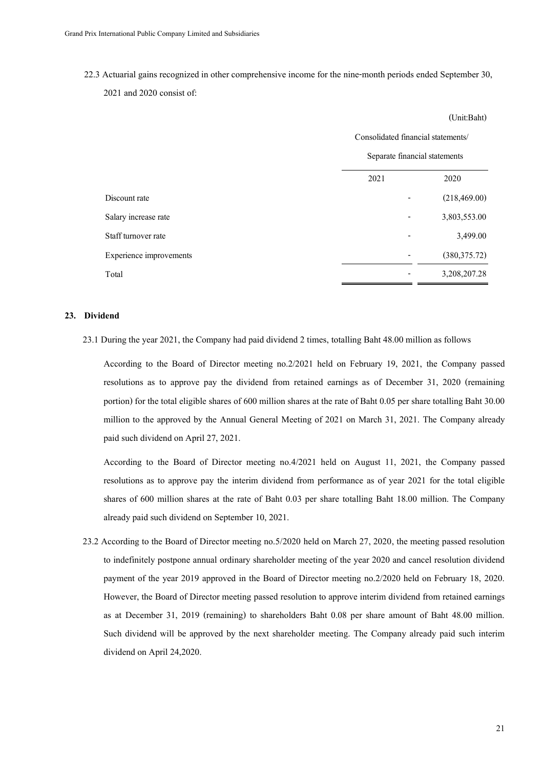22.3 Actuarial gains recognized in other comprehensive income for the nine-month periods ended September 30, 2021 and 2020 consist of:

(Unit:Baht)

| | Consolidated financial statements/ Separate financial statements | |
|---|---|---|
| | 2021 | 2020 |
| Discount rate | - | (218,469.00) |
| Salary increase rate | - | 3,803,553.00 |
| Staff turnover rate | - | 3,499.00 |
| Experience improvements | - | (380,375.72) |
| Total | - | 3,208,207.28 |

## 23. Dividend

23.1 During the year 2021, the Company had paid dividend 2 times, totalling Baht 48.00 million as follows

According to the Board of Director meeting no.2/2021 held on February 19, 2021, the Company passed resolutions as to approve pay the dividend from retained earnings as of December 31, 2020 (remaining portion) for the total eligible shares of 600 million shares at the rate of Baht 0.05 per share totalling Baht 30.00 million to the approved by the Annual General Meeting of 2021 on March 31, 2021. The Company already paid such dividend on April 27, 2021.

According to the Board of Director meeting no.4/2021 held on August 11, 2021, the Company passed resolutions as to approve pay the interim dividend from performance as of year 2021 for the total eligible shares of 600 million shares at the rate of Baht 0.03 per share totalling Baht 18.00 million. The Company already paid such dividend on September 10, 2021.

23.2 According to the Board of Director meeting no.5/2020 held on March 27, 2020, the meeting passed resolution to indefinitely postpone annual ordinary shareholder meeting of the year 2020 and cancel resolution dividend payment of the year 2019 approved in the Board of Director meeting no.2/2020 held on February 18, 2020. However, the Board of Director meeting passed resolution to approve interim dividend from retained earnings as at December 31, 2019 (remaining) to shareholders Baht 0.08 per share amount of Baht 48.00 million. Such dividend will be approved by the next shareholder meeting. The Company already paid such interim dividend on April 24,2020.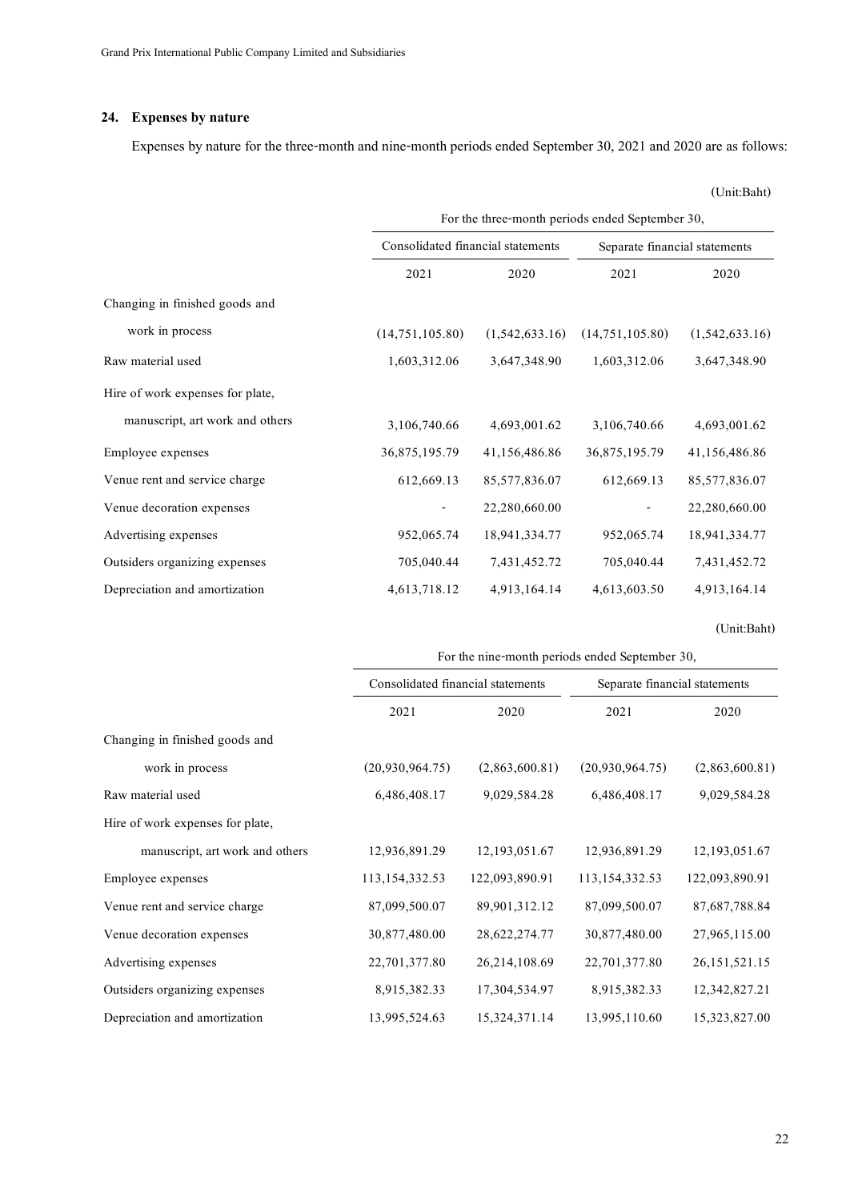## 24. Expenses by nature

Expenses by nature for the three-month and nine-month periods ended September 30, 2021 and 2020 are as follows:

(Unit:Baht)

| | For the three-month periods ended September 30, | | | |
|---|---|---|---|---|
| | Consolidated financial statements | | Separate financial statements | |
| | 2021 | 2020 | 2021 | 2020 |
| Changing in finished goods and work in process | (14,751,105.80) | (1,542,633.16) | (14,751,105.80) | (1,542,633.16) |
| Raw material used | 1,603,312.06 | 3,647,348.90 | 1,603,312.06 | 3,647,348.90 |
| Hire of work expenses for plate, manuscript, art work and others | 3,106,740.66 | 4,693,001.62 | 3,106,740.66 | 4,693,001.62 |
| Employee expenses | 36,875,195.79 | 41,156,486.86 | 36,875,195.79 | 41,156,486.86 |
| Venue rent and service charge | 612,669.13 | 85,577,836.07 | 612,669.13 | 85,577,836.07 |
| Venue decoration expenses | - | 22,280,660.00 | - | 22,280,660.00 |
| Advertising expenses | 952,065.74 | 18,941,334.77 | 952,065.74 | 18,941,334.77 |
| Outsiders organizing expenses | 705,040.44 | 7,431,452.72 | 705,040.44 | 7,431,452.72 |
| Depreciation and amortization | 4,613,718.12 | 4,913,164.14 | 4,613,603.50 | 4,913,164.14 |

(Unit:Baht)

| | For the nine-month periods ended September 30, | | | |
|---|---|---|---|---|
| | Consolidated financial statements | | Separate financial statements | |
| | 2021 | 2020 | 2021 | 2020 |
| Changing in finished goods and work in process | (20,930,964.75) | (2,863,600.81) | (20,930,964.75) | (2,863,600.81) |
| Raw material used | 6,486,408.17 | 9,029,584.28 | 6,486,408.17 | 9,029,584.28 |
| Hire of work expenses for plate, manuscript, art work and others | 12,936,891.29 | 12,193,051.67 | 12,936,891.29 | 12,193,051.67 |
| Employee expenses | 113,154,332.53 | 122,093,890.91 | 113,154,332.53 | 122,093,890.91 |
| Venue rent and service charge | 87,099,500.07 | 89,901,312.12 | 87,099,500.07 | 87,687,788.84 |
| Venue decoration expenses | 30,877,480.00 | 28,622,274.77 | 30,877,480.00 | 27,965,115.00 |
| Advertising expenses | 22,701,377.80 | 26,214,108.69 | 22,701,377.80 | 26,151,521.15 |
| Outsiders organizing expenses | 8,915,382.33 | 17,304,534.97 | 8,915,382.33 | 12,342,827.21 |
| Depreciation and amortization | 13,995,524.63 | 15,324,371.14 | 13,995,110.60 | 15,323,827.00 |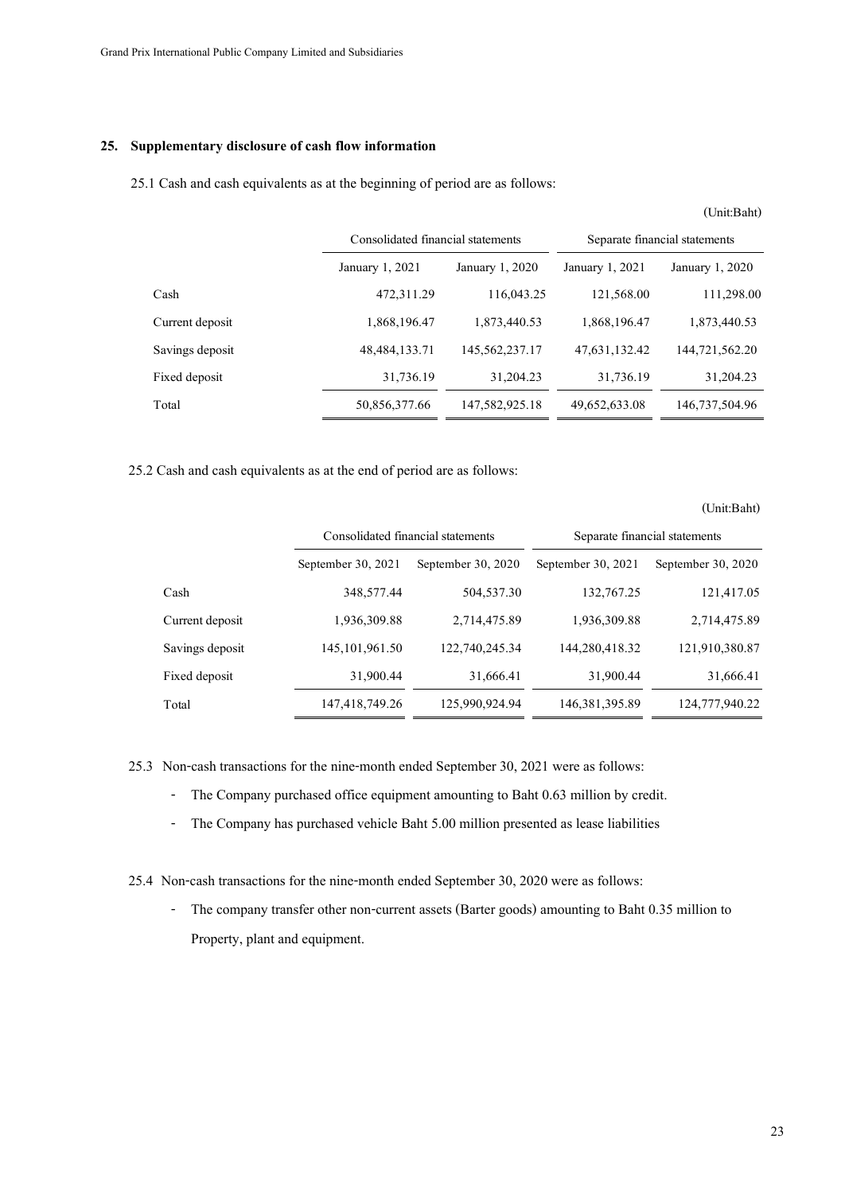## 25. Supplementary disclosure of cash flow information

25.1 Cash and cash equivalents as at the beginning of period are as follows:

(Unit:Baht)

| | Consolidated financial statements | | Separate financial statements | |
|---|---|---|---|---|
| | January 1, 2021 | January 1, 2020 | January 1, 2021 | January 1, 2020 |
| Cash | 472,311.29 | 116,043.25 | 121,568.00 | 111,298.00 |
| Current deposit | 1,868,196.47 | 1,873,440.53 | 1,868,196.47 | 1,873,440.53 |
| Savings deposit | 48,484,133.71 | 145,562,237.17 | 47,631,132.42 | 144,721,562.20 |
| Fixed deposit | 31,736.19 | 31,204.23 | 31,736.19 | 31,204.23 |
| Total | 50,856,377.66 | 147,582,925.18 | 49,652,633.08 | 146,737,504.96 |

25.2 Cash and cash equivalents as at the end of period are as follows:

(Unit:Baht)

| | Consolidated financial statements | | Separate financial statements | |
|---|---|---|---|---|
| | September 30, 2021 | September 30, 2020 | September 30, 2021 | September 30, 2020 |
| Cash | 348,577.44 | 504,537.30 | 132,767.25 | 121,417.05 |
| Current deposit | 1,936,309.88 | 2,714,475.89 | 1,936,309.88 | 2,714,475.89 |
| Savings deposit | 145,101,961.50 | 122,740,245.34 | 144,280,418.32 | 121,910,380.87 |
| Fixed deposit | 31,900.44 | 31,666.41 | 31,900.44 | 31,666.41 |
| Total | 147,418,749.26 | 125,990,924.94 | 146,381,395.89 | 124,777,940.22 |

25.3 Non-cash transactions for the nine-month ended September 30, 2021 were as follows:

- The Company purchased office equipment amounting to Baht 0.63 million by credit.
- The Company has purchased vehicle Baht 5.00 million presented as lease liabilities

25.4 Non-cash transactions for the nine-month ended September 30, 2020 were as follows:

- The company transfer other non-current assets (Barter goods) amounting to Baht 0.35 million to Property, plant and equipment.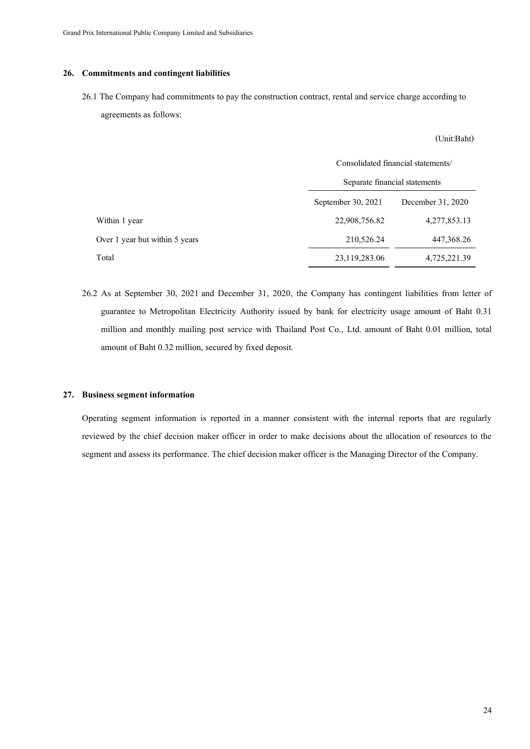## 26. Commitments and contingent liabilities

26.1 The Company had commitments to pay the construction contract, rental and service charge according to agreements as follows:

(Unit:Baht)

| | Consolidated financial statements/ Separate financial statements | |
|---|---|---|
| | September 30, 2021 | December 31, 2020 |
| Within 1 year | 22,908,756.82 | 4,277,853.13 |
| Over 1 year but within 5 years | 210,526.24 | 447,368.26 |
| Total | 23,119,283.06 | 4,725,221.39 |

26.2 As at September 30, 2021 and December 31, 2020, the Company has contingent liabilities from letter of guarantee to Metropolitan Electricity Authority issued by bank for electricity usage amount of Baht 0.31 million and monthly mailing post service with Thailand Post Co., Ltd. amount of Baht 0.01 million, total amount of Baht 0.32 million, secured by fixed deposit.

## 27. Business segment information

Operating segment information is reported in a manner consistent with the internal reports that are regularly reviewed by the chief decision maker officer in order to make decisions about the allocation of resources to the segment and assess its performance. The chief decision maker officer is the Managing Director of the Company.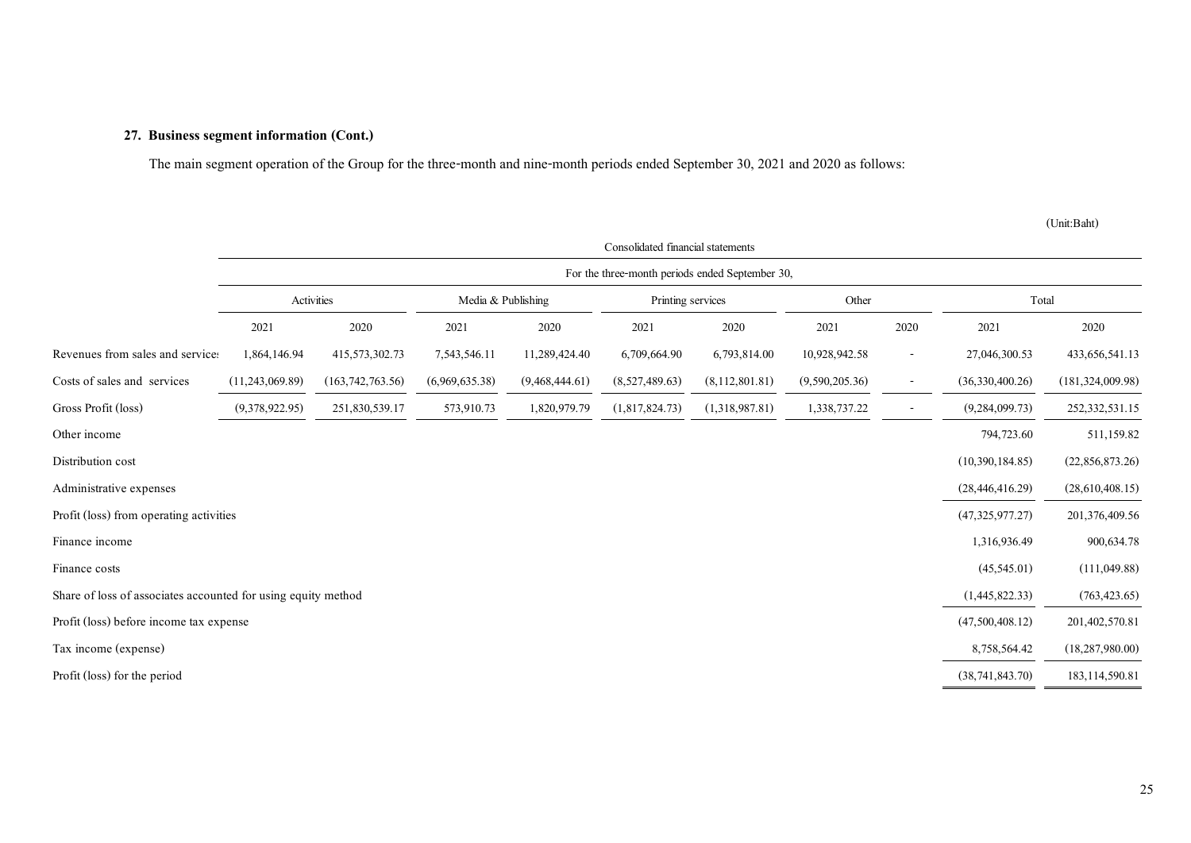### 27. Business segment information (Cont.)

The main segment operation of the Group for the three-month and nine-month periods ended September 30, 2021 and 2020 as follows:

(Unit:Baht)

| | Consolidated financial statements | | | | | | | | | |
|---|---|---|---|---|---|---|---|---|---|---|
| | For the three-month periods ended September 30, | | | | | | | | | |
| | Activities | | Media & Publishing | | Printing services | | Other | | Total | |
| | 2021 | 2020 | 2021 | 2020 | 2021 | 2020 | 2021 | 2020 | 2021 | 2020 |
| Revenues from sales and services | 1,864,146.94 | 415,573,302.73 | 7,543,546.11 | 11,289,424.40 | 6,709,664.90 | 6,793,814.00 | 10,928,942.58 | - | 27,046,300.53 | 433,656,541.13 |
| Costs of sales and services | (11,243,069.89) | (163,742,763.56) | (6,969,635.38) | (9,468,444.61) | (8,527,489.63) | (8,112,801.81) | (9,590,205.36) | - | (36,330,400.26) | (181,324,009.98) |
| Gross Profit (loss) | (9,378,922.95) | 251,830,539.17 | 573,910.73 | 1,820,979.79 | (1,817,824.73) | (1,318,987.81) | 1,338,737.22 | - | (9,284,099.73) | 252,332,531.15 |
| Other income | | | | | | | | | 794,723.60 | 511,159.82 |
| Distribution cost | | | | | | | | | (10,390,184.85) | (22,856,873.26) |
| Administrative expenses | | | | | | | | | (28,446,416.29) | (28,610,408.15) |
| Profit (loss) from operating activities | | | | | | | | | (47,325,977.27) | 201,376,409.56 |
| Finance income | | | | | | | | | 1,316,936.49 | 900,634.78 |
| Finance costs | | | | | | | | | (45,545.01) | (111,049.88) |
| Share of loss of associates accounted for using equity method | | | | | | | | | (1,445,822.33) | (763,423.65) |
| Profit (loss) before income tax expense | | | | | | | | | (47,500,408.12) | 201,402,570.81 |
| Tax income (expense) | | | | | | | | | 8,758,564.42 | (18,287,980.00) |
| Profit (loss) for the period | | | | | | | | | (38,741,843.70) | 183,114,590.81 |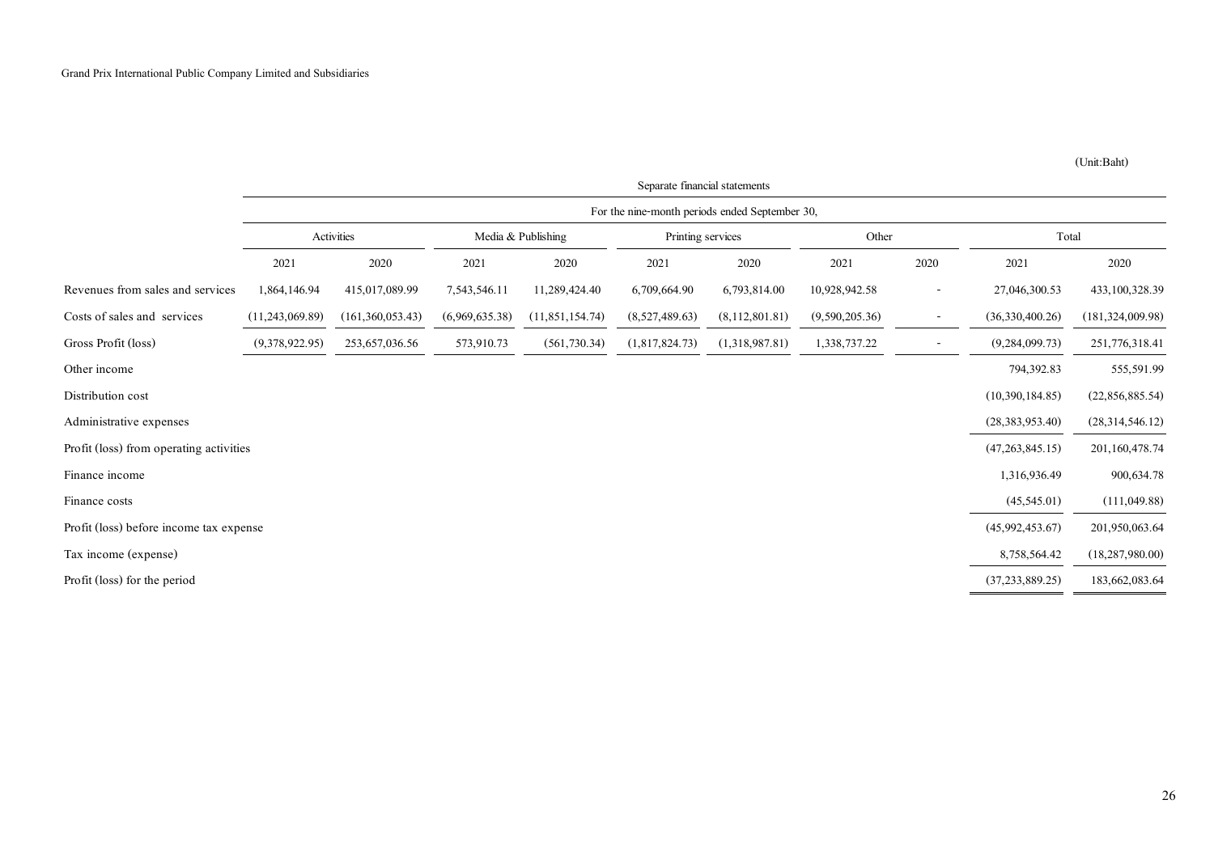(Unit:Baht)

| | Separate financial statements | | | | | | | | | |
|---|---|---|---|---|---|---|---|---|---|---|
| | For the nine-month periods ended September 30, | | | | | | | | | |
| | Activities | | Media & Publishing | | Printing services | | Other | | Total | |
| | 2021 | 2020 | 2021 | 2020 | 2021 | 2020 | 2021 | 2020 | 2021 | 2020 |
| Revenues from sales and services | 1,864,146.94 | 415,017,089.99 | 7,543,546.11 | 11,289,424.40 | 6,709,664.90 | 6,793,814.00 | 10,928,942.58 | - | 27,046,300.53 | 433,100,328.39 |
| Costs of sales and services | (11,243,069.89) | (161,360,053.43) | (6,969,635.38) | (11,851,154.74) | (8,527,489.63) | (8,112,801.81) | (9,590,205.36) | - | (36,330,400.26) | (181,324,009.98) |
| Gross Profit (loss) | (9,378,922.95) | 253,657,036.56 | 573,910.73 | (561,730.34) | (1,817,824.73) | (1,318,987.81) | 1,338,737.22 | - | (9,284,099.73) | 251,776,318.41 |
| Other income | | | | | | | | | 794,392.83 | 555,591.99 |
| Distribution cost | | | | | | | | | (10,390,184.85) | (22,856,885.54) |
| Administrative expenses | | | | | | | | | (28,383,953.40) | (28,314,546.12) |
| Profit (loss) from operating activities | | | | | | | | | (47,263,845.15) | 201,160,478.74 |
| Finance income | | | | | | | | | 1,316,936.49 | 900,634.78 |
| Finance costs | | | | | | | | | (45,545.01) | (111,049.88) |
| Profit (loss) before income tax expense | | | | | | | | | (45,992,453.67) | 201,950,063.64 |
| Tax income (expense) | | | | | | | | | 8,758,564.42 | (18,287,980.00) |
| Profit (loss) for the period | | | | | | | | | (37,233,889.25) | 183,662,083.64 |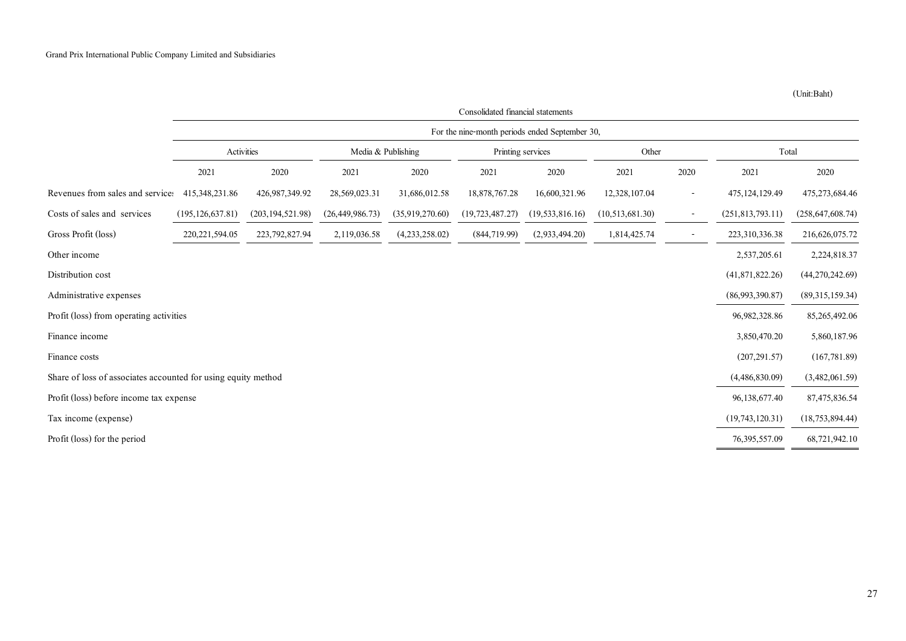Grand Prix International Public Company Limited and Subsidiaries

(Unit:Baht)

| | Consolidated financial statements | | | | | | | | | |
|---|---|---|---|---|---|---|---|---|---|---|
| | For the nine-month periods ended September 30, | | | | | | | | | |
| | Activities | | Media & Publishing | | Printing services | | Other | | Total | |
| | 2021 | 2020 | 2021 | 2020 | 2021 | 2020 | 2021 | 2020 | 2021 | 2020 |
| Revenues from sales and services | 415,348,231.86 | 426,987,349.92 | 28,569,023.31 | 31,686,012.58 | 18,878,767.28 | 16,600,321.96 | 12,328,107.04 | - | 475,124,129.49 | 475,273,684.46 |
| Costs of sales and services | (195,126,637.81) | (203,194,521.98) | (26,449,986.73) | (35,919,270.60) | (19,723,487.27) | (19,533,816.16) | (10,513,681.30) | - | (251,813,793.11) | (258,647,608.74) |
| Gross Profit (loss) | 220,221,594.05 | 223,792,827.94 | 2,119,036.58 | (4,233,258.02) | (844,719.99) | (2,933,494.20) | 1,814,425.74 | - | 223,310,336.38 | 216,626,075.72 |
| Other income | | | | | | | | | 2,537,205.61 | 2,224,818.37 |
| Distribution cost | | | | | | | | | (41,871,822.26) | (44,270,242.69) |
| Administrative expenses | | | | | | | | | (86,993,390.87) | (89,315,159.34) |
| Profit (loss) from operating activities | | | | | | | | | 96,982,328.86 | 85,265,492.06 |
| Finance income | | | | | | | | | 3,850,470.20 | 5,860,187.96 |
| Finance costs | | | | | | | | | (207,291.57) | (167,781.89) |
| Share of loss of associates accounted for using equity method | | | | | | | | | (4,486,830.09) | (3,482,061.59) |
| Profit (loss) before income tax expense | | | | | | | | | 96,138,677.40 | 87,475,836.54 |
| Tax income (expense) | | | | | | | | | (19,743,120.31) | (18,753,894.44) |
| Profit (loss) for the period | | | | | | | | | 76,395,557.09 | 68,721,942.10 |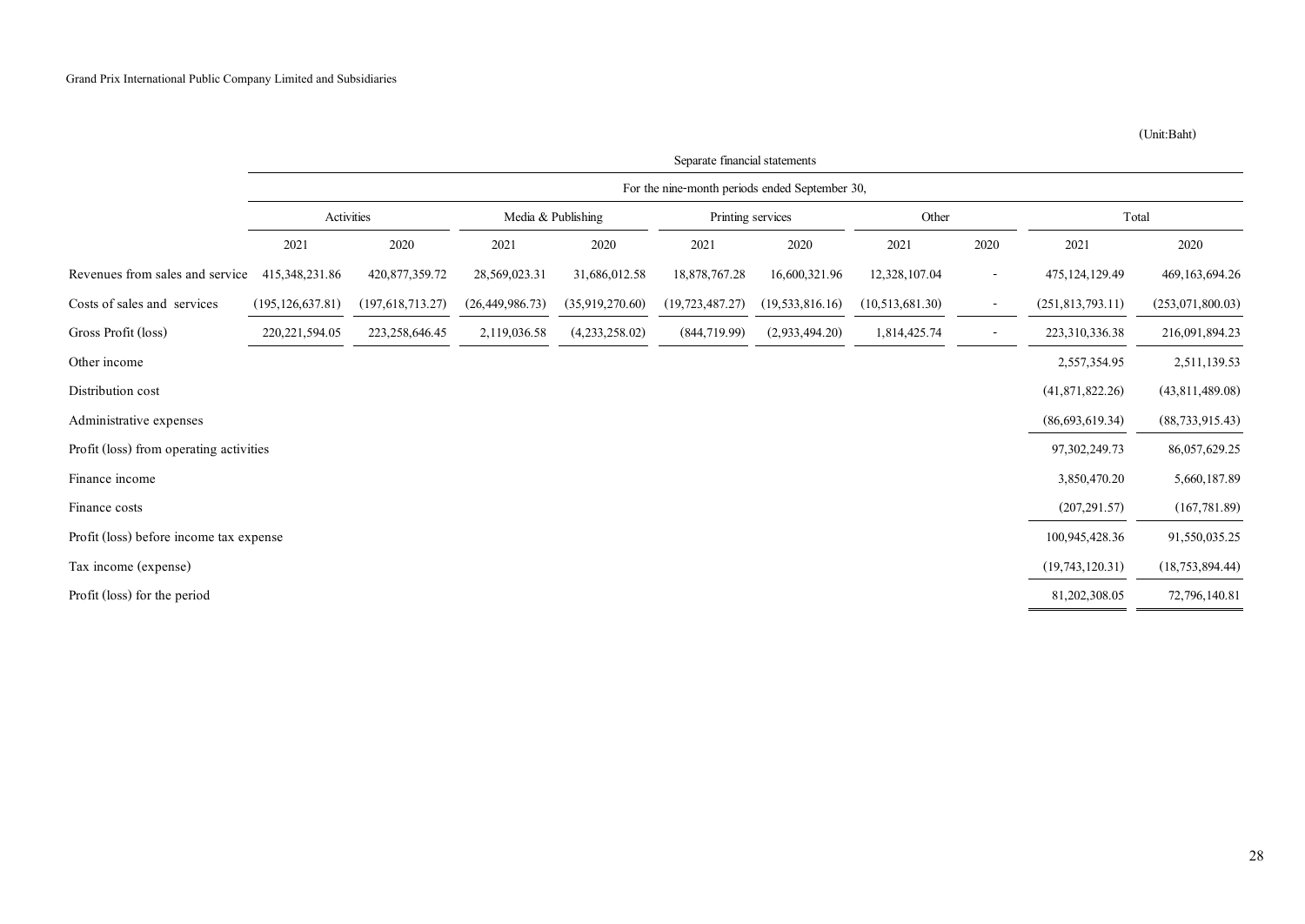(Unit:Baht)

| | Separate financial statements | | | | | | | | | |
|---|---|---|---|---|---|---|---|---|---|---|
| | For the nine-month periods ended September 30, | | | | | | | | | |
| | Activities | | Media & Publishing | | Printing services | | Other | | Total | |
| | 2021 | 2020 | 2021 | 2020 | 2021 | 2020 | 2021 | 2020 | 2021 | 2020 |
| Revenues from sales and service | 415,348,231.86 | 420,877,359.72 | 28,569,023.31 | 31,686,012.58 | 18,878,767.28 | 16,600,321.96 | 12,328,107.04 | - | 475,124,129.49 | 469,163,694.26 |
| Costs of sales and services | (195,126,637.81) | (197,618,713.27) | (26,449,986.73) | (35,919,270.60) | (19,723,487.27) | (19,533,816.16) | (10,513,681.30) | - | (251,813,793.11) | (253,071,800.03) |
| Gross Profit (loss) | 220,221,594.05 | 223,258,646.45 | 2,119,036.58 | (4,233,258.02) | (844,719.99) | (2,933,494.20) | 1,814,425.74 | - | 223,310,336.38 | 216,091,894.23 |
| Other income | | | | | | | | | 2,557,354.95 | 2,511,139.53 |
| Distribution cost | | | | | | | | | (41,871,822.26) | (43,811,489.08) |
| Administrative expenses | | | | | | | | | (86,693,619.34) | (88,733,915.43) |
| Profit (loss) from operating activities | | | | | | | | | 97,302,249.73 | 86,057,629.25 |
| Finance income | | | | | | | | | 3,850,470.20 | 5,660,187.89 |
| Finance costs | | | | | | | | | (207,291.57) | (167,781.89) |
| Profit (loss) before income tax expense | | | | | | | | | 100,945,428.36 | 91,550,035.25 |
| Tax income (expense) | | | | | | | | | (19,743,120.31) | (18,753,894.44) |
| Profit (loss) for the period | | | | | | | | | 81,202,308.05 | 72,796,140.81 |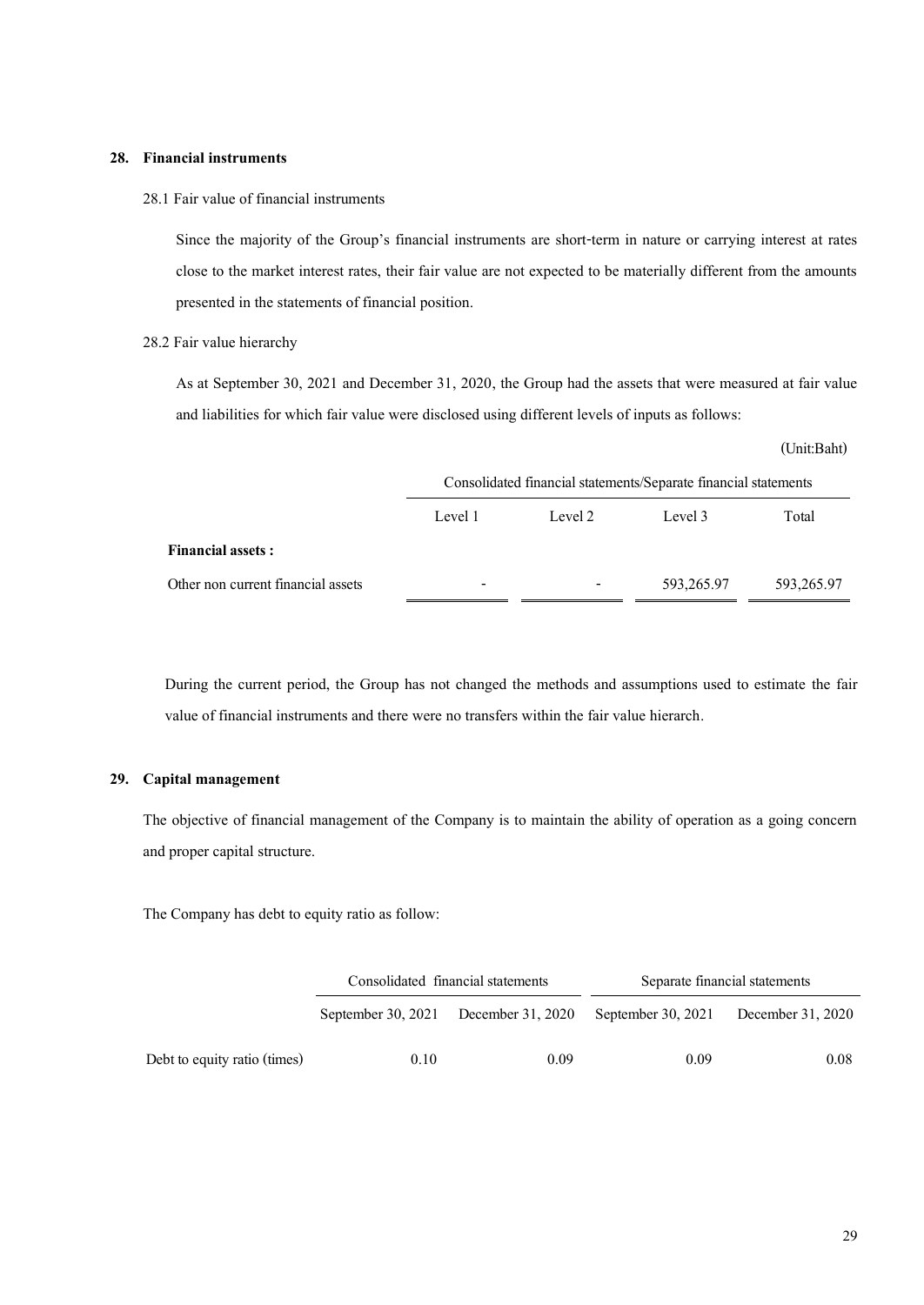## 28. Financial instruments

28.1 Fair value of financial instruments

Since the majority of the Group's financial instruments are short-term in nature or carrying interest at rates close to the market interest rates, their fair value are not expected to be materially different from the amounts presented in the statements of financial position.

28.2 Fair value hierarchy

As at September 30, 2021 and December 31, 2020, the Group had the assets that were measured at fair value and liabilities for which fair value were disclosed using different levels of inputs as follows:

(Unit:Baht)

| | Consolidated financial statements/Separate financial statements | | | |
|---|---|---|---|---|
| | Level 1 | Level 2 | Level 3 | Total |
| **Financial assets :** | | | | |
| Other non current financial assets | - | - | 593,265.97 | 593,265.97 |

During the current period, the Group has not changed the methods and assumptions used to estimate the fair value of financial instruments and there were no transfers within the fair value hierarch.

## 29. Capital management

The objective of financial management of the Company is to maintain the ability of operation as a going concern and proper capital structure.

The Company has debt to equity ratio as follow:

| | Consolidated financial statements | | Separate financial statements | |
|---|---|---|---|---|
| | September 30, 2021 | December 31, 2020 | September 30, 2021 | December 31, 2020 |
| Debt to equity ratio (times) | 0.10 | 0.09 | 0.09 | 0.08 |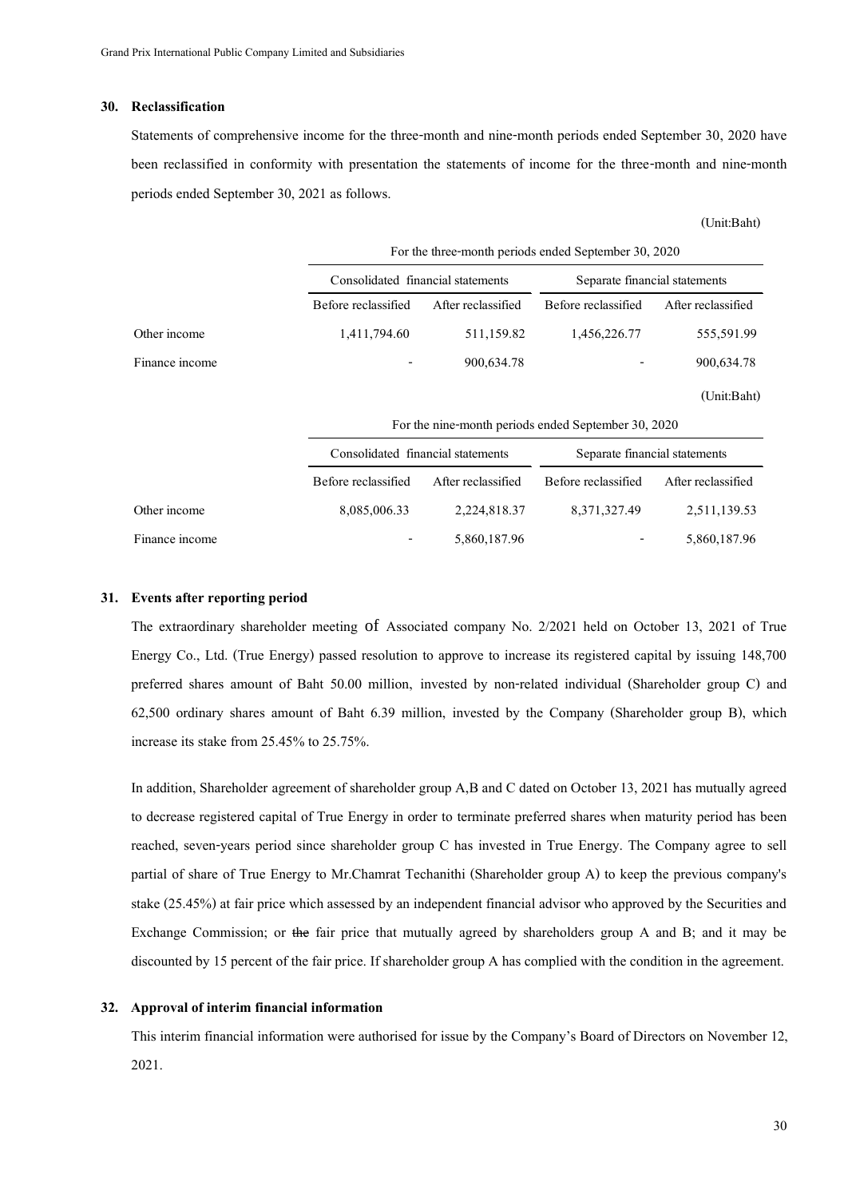## 30. Reclassification

Statements of comprehensive income for the three-month and nine-month periods ended September 30, 2020 have been reclassified in conformity with presentation the statements of income for the three-month and nine-month periods ended September 30, 2021 as follows.

(Unit:Baht)

| | For the three-month periods ended September 30, 2020 | | | |
|---|---|---|---|---|
| | Consolidated financial statements | | Separate financial statements | |
| | Before reclassified | After reclassified | Before reclassified | After reclassified |
| Other income | 1,411,794.60 | 511,159.82 | 1,456,226.77 | 555,591.99 |
| Finance income | - | 900,634.78 | - | 900,634.78 |

(Unit:Baht)

| | For the nine-month periods ended September 30, 2020 | | | |
|---|---|---|---|---|
| | Consolidated financial statements | | Separate financial statements | |
| | Before reclassified | After reclassified | Before reclassified | After reclassified |
| Other income | 8,085,006.33 | 2,224,818.37 | 8,371,327.49 | 2,511,139.53 |
| Finance income | - | 5,860,187.96 | - | 5,860,187.96 |

## 31. Events after reporting period

The extraordinary shareholder meeting of Associated company No. 2/2021 held on October 13, 2021 of True Energy Co., Ltd. (True Energy) passed resolution to approve to increase its registered capital by issuing 148,700 preferred shares amount of Baht 50.00 million, invested by non-related individual (Shareholder group C) and 62,500 ordinary shares amount of Baht 6.39 million, invested by the Company (Shareholder group B), which increase its stake from 25.45% to 25.75%.

In addition, Shareholder agreement of shareholder group A,B and C dated on October 13, 2021 has mutually agreed to decrease registered capital of True Energy in order to terminate preferred shares when maturity period has been reached, seven-years period since shareholder group C has invested in True Energy. The Company agree to sell partial of share of True Energy to Mr.Chamrat Techanithi (Shareholder group A) to keep the previous company's stake (25.45%) at fair price which assessed by an independent financial advisor who approved by the Securities and Exchange Commission; or ~~the~~ fair price that mutually agreed by shareholders group A and B; and it may be discounted by 15 percent of the fair price. If shareholder group A has complied with the condition in the agreement.

## 32. Approval of interim financial information

This interim financial information were authorised for issue by the Company's Board of Directors on November 12, 2021.